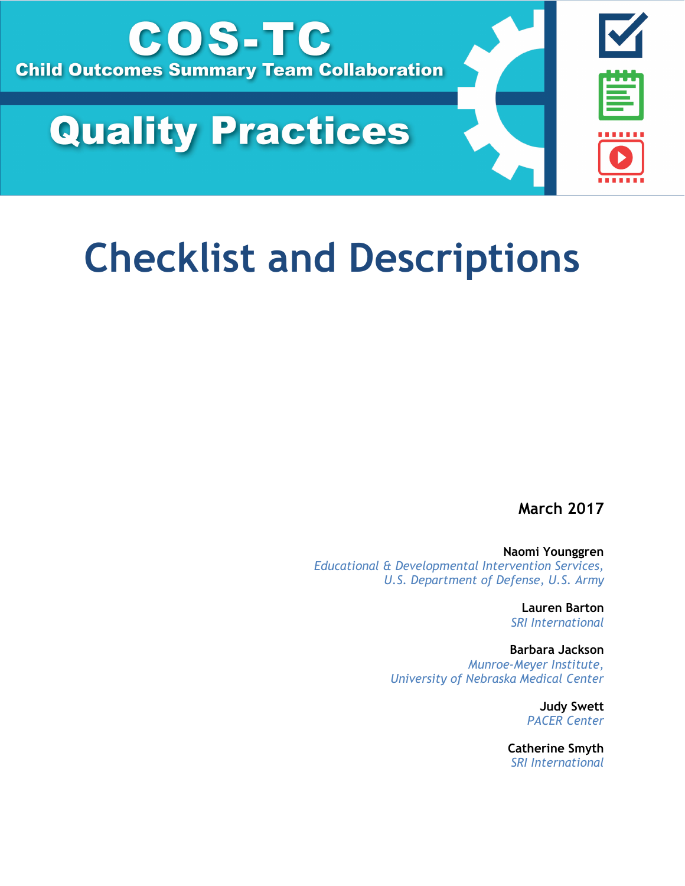# COS-TC

**Child Outcomes Summary Team Collaboration**

# Quality Practices

# Checklist and Descriptions

**March 2017**

**Naomi Younggren**
*Educational & Developmental Intervention Services, U.S. Department of Defense, U.S. Army*

**Lauren Barton**
*SRI International*

**Barbara Jackson**
*Munroe-Meyer Institute, University of Nebraska Medical Center*

**Judy Swett**
*PACER Center*

**Catherine Smyth**
*SRI International*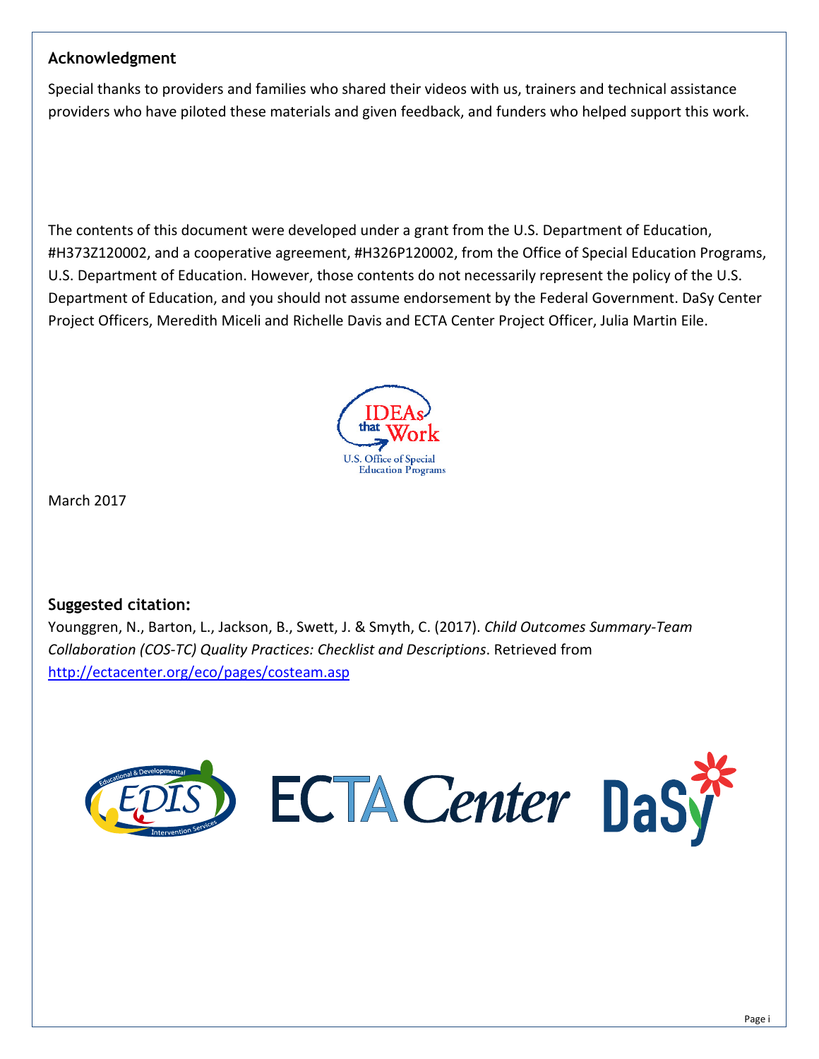## Acknowledgment

Special thanks to providers and families who shared their videos with us, trainers and technical assistance providers who have piloted these materials and given feedback, and funders who helped support this work.

The contents of this document were developed under a grant from the U.S. Department of Education, #H373Z120002, and a cooperative agreement, #H326P120002, from the Office of Special Education Programs, U.S. Department of Education. However, those contents do not necessarily represent the policy of the U.S. Department of Education, and you should not assume endorsement by the Federal Government. DaSy Center Project Officers, Meredith Miceli and Richelle Davis and ECTA Center Project Officer, Julia Martin Eile.

March 2017

## Suggested citation:

Younggren, N., Barton, L., Jackson, B., Swett, J. & Smyth, C. (2017). *Child Outcomes Summary-Team Collaboration (COS-TC) Quality Practices: Checklist and Descriptions*. Retrieved from http://ectacenter.org/eco/pages/costeam.asp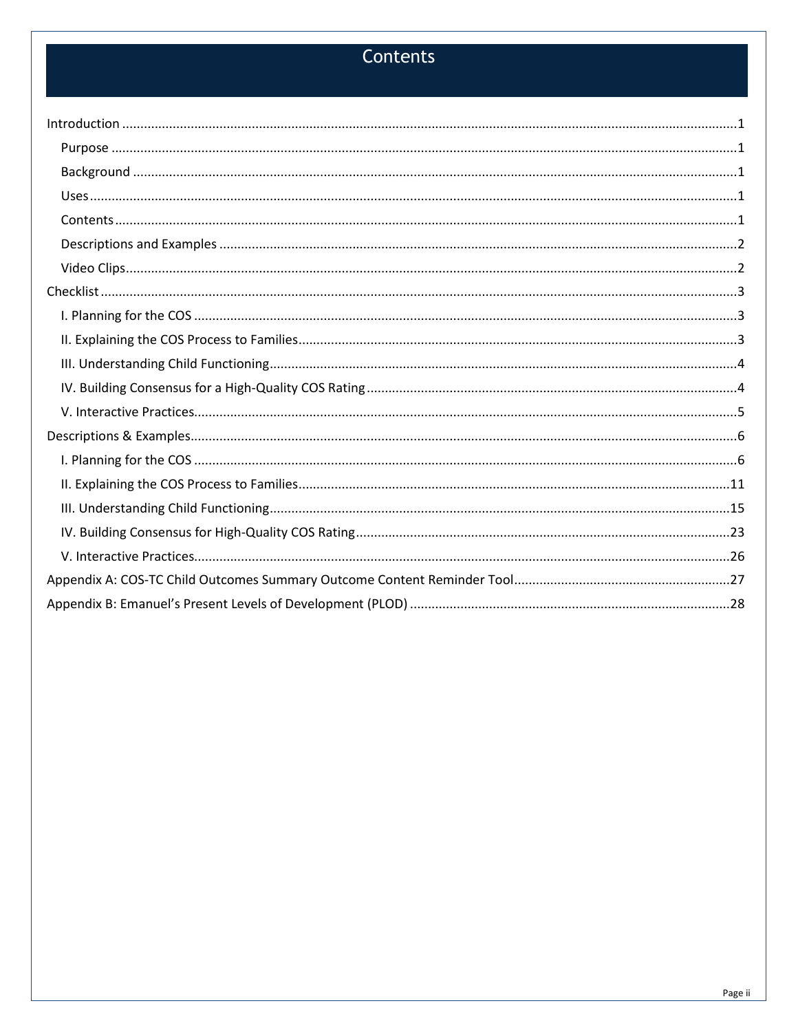# Contents

Introduction ....................................................................................................................................................1

- Purpose ........................................................................................................................................................1
- Background ..................................................................................................................................................1
- Uses ..............................................................................................................................................................1
- Contents .......................................................................................................................................................1
- Descriptions and Examples ..........................................................................................................................2
- Video Clips ....................................................................................................................................................2

Checklist ..........................................................................................................................................................3

- I. Planning for the COS .................................................................................................................................3
- II. Explaining the COS Process to Families ....................................................................................................3
- III. Understanding Child Functioning .............................................................................................................4
- IV. Building Consensus for a High-Quality COS Rating ..................................................................................4
- V. Interactive Practices ..................................................................................................................................5

Descriptions & Examples .................................................................................................................................6

- I. Planning for the COS .................................................................................................................................6
- II. Explaining the COS Process to Families ....................................................................................................11
- III. Understanding Child Functioning .............................................................................................................15
- IV. Building Consensus for High-Quality COS Rating .....................................................................................23
- V. Interactive Practices ..................................................................................................................................26

Appendix A: COS-TC Child Outcomes Summary Outcome Content Reminder Tool ..........................................27

Appendix B: Emanuel's Present Levels of Development (PLOD) .......................................................................28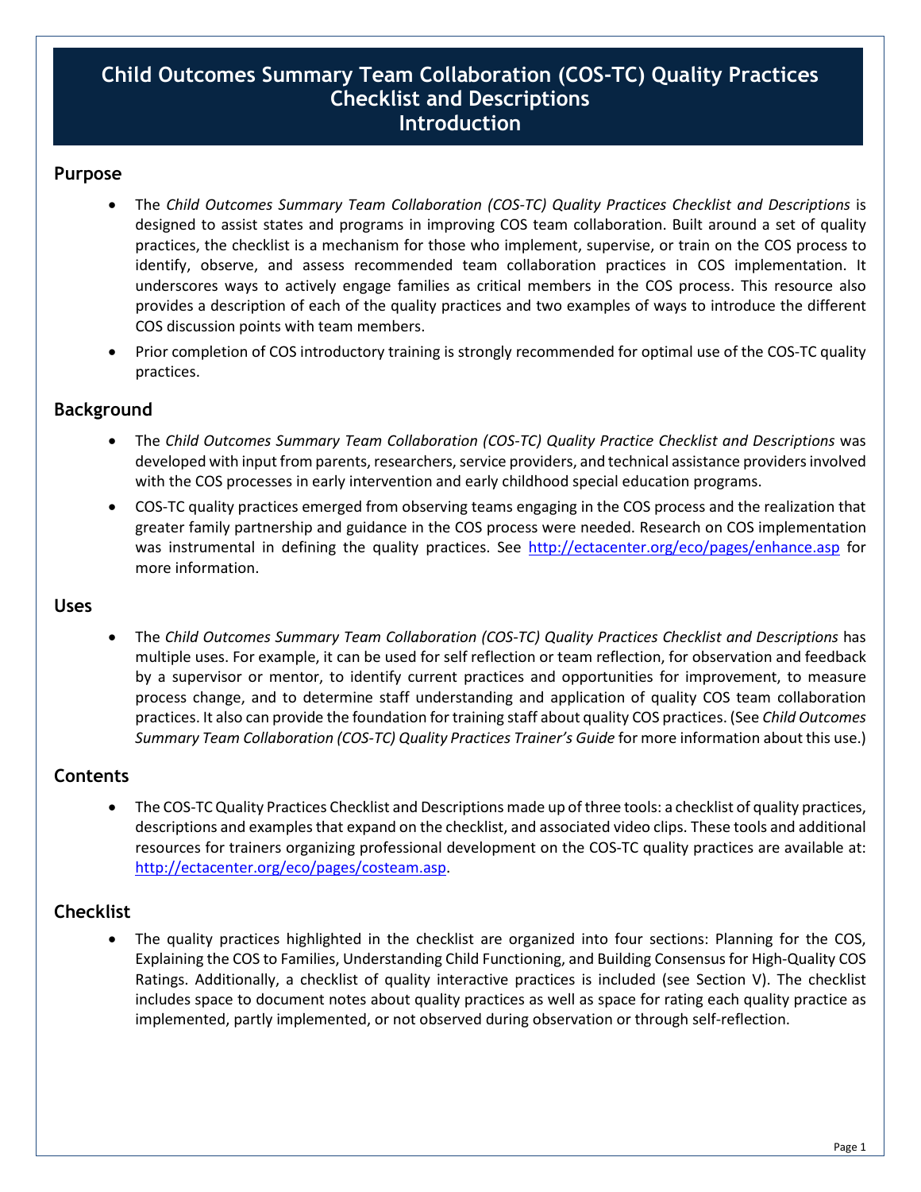# Child Outcomes Summary Team Collaboration (COS-TC) Quality Practices Checklist and Descriptions
# Introduction

## Purpose

- The *Child Outcomes Summary Team Collaboration (COS-TC) Quality Practices Checklist and Descriptions* is designed to assist states and programs in improving COS team collaboration. Built around a set of quality practices, the checklist is a mechanism for those who implement, supervise, or train on the COS process to identify, observe, and assess recommended team collaboration practices in COS implementation. It underscores ways to actively engage families as critical members in the COS process. This resource also provides a description of each of the quality practices and two examples of ways to introduce the different COS discussion points with team members.
- Prior completion of COS introductory training is strongly recommended for optimal use of the COS-TC quality practices.

## Background

- The *Child Outcomes Summary Team Collaboration (COS-TC) Quality Practice Checklist and Descriptions* was developed with input from parents, researchers, service providers, and technical assistance providers involved with the COS processes in early intervention and early childhood special education programs.
- COS-TC quality practices emerged from observing teams engaging in the COS process and the realization that greater family partnership and guidance in the COS process were needed. Research on COS implementation was instrumental in defining the quality practices. See http://ectacenter.org/eco/pages/enhance.asp for more information.

## Uses

- The *Child Outcomes Summary Team Collaboration (COS-TC) Quality Practices Checklist and Descriptions* has multiple uses. For example, it can be used for self reflection or team reflection, for observation and feedback by a supervisor or mentor, to identify current practices and opportunities for improvement, to measure process change, and to determine staff understanding and application of quality COS team collaboration practices. It also can provide the foundation for training staff about quality COS practices. (See *Child Outcomes Summary Team Collaboration (COS-TC) Quality Practices Trainer's Guide* for more information about this use.)

## Contents

- The COS-TC Quality Practices Checklist and Descriptions made up of three tools: a checklist of quality practices, descriptions and examples that expand on the checklist, and associated video clips. These tools and additional resources for trainers organizing professional development on the COS-TC quality practices are available at: http://ectacenter.org/eco/pages/costeam.asp.

## Checklist

- The quality practices highlighted in the checklist are organized into four sections: Planning for the COS, Explaining the COS to Families, Understanding Child Functioning, and Building Consensus for High-Quality COS Ratings. Additionally, a checklist of quality interactive practices is included (see Section V). The checklist includes space to document notes about quality practices as well as space for rating each quality practice as implemented, partly implemented, or not observed during observation or through self-reflection.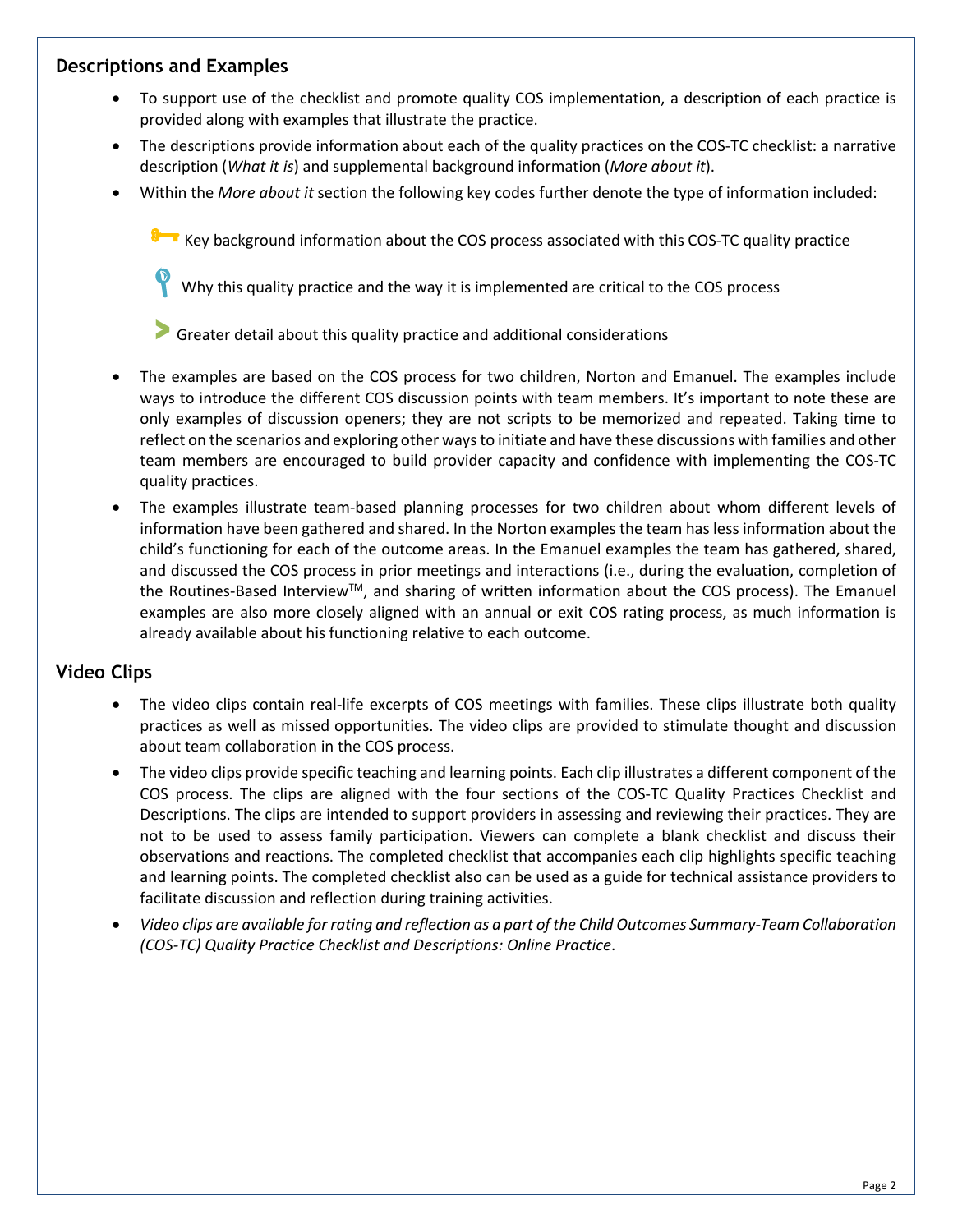## Descriptions and Examples

- To support use of the checklist and promote quality COS implementation, a description of each practice is provided along with examples that illustrate the practice.
- The descriptions provide information about each of the quality practices on the COS-TC checklist: a narrative description (*What it is*) and supplemental background information (*More about it*).
- Within the *More about it* section the following key codes further denote the type of information included:

  Key background information about the COS process associated with this COS-TC quality practice

  Why this quality practice and the way it is implemented are critical to the COS process

  Greater detail about this quality practice and additional considerations

- The examples are based on the COS process for two children, Norton and Emanuel. The examples include ways to introduce the different COS discussion points with team members. It's important to note these are only examples of discussion openers; they are not scripts to be memorized and repeated. Taking time to reflect on the scenarios and exploring other ways to initiate and have these discussions with families and other team members are encouraged to build provider capacity and confidence with implementing the COS-TC quality practices.
- The examples illustrate team-based planning processes for two children about whom different levels of information have been gathered and shared. In the Norton examples the team has less information about the child's functioning for each of the outcome areas. In the Emanuel examples the team has gathered, shared, and discussed the COS process in prior meetings and interactions (i.e., during the evaluation, completion of the Routines-Based Interview™, and sharing of written information about the COS process). The Emanuel examples are also more closely aligned with an annual or exit COS rating process, as much information is already available about his functioning relative to each outcome.

## Video Clips

- The video clips contain real-life excerpts of COS meetings with families. These clips illustrate both quality practices as well as missed opportunities. The video clips are provided to stimulate thought and discussion about team collaboration in the COS process.
- The video clips provide specific teaching and learning points. Each clip illustrates a different component of the COS process. The clips are aligned with the four sections of the COS-TC Quality Practices Checklist and Descriptions. The clips are intended to support providers in assessing and reviewing their practices. They are not to be used to assess family participation. Viewers can complete a blank checklist and discuss their observations and reactions. The completed checklist that accompanies each clip highlights specific teaching and learning points. The completed checklist also can be used as a guide for technical assistance providers to facilitate discussion and reflection during training activities.
- *Video clips are available for rating and reflection as a part of the Child Outcomes Summary-Team Collaboration (COS-TC) Quality Practice Checklist and Descriptions: Online Practice*.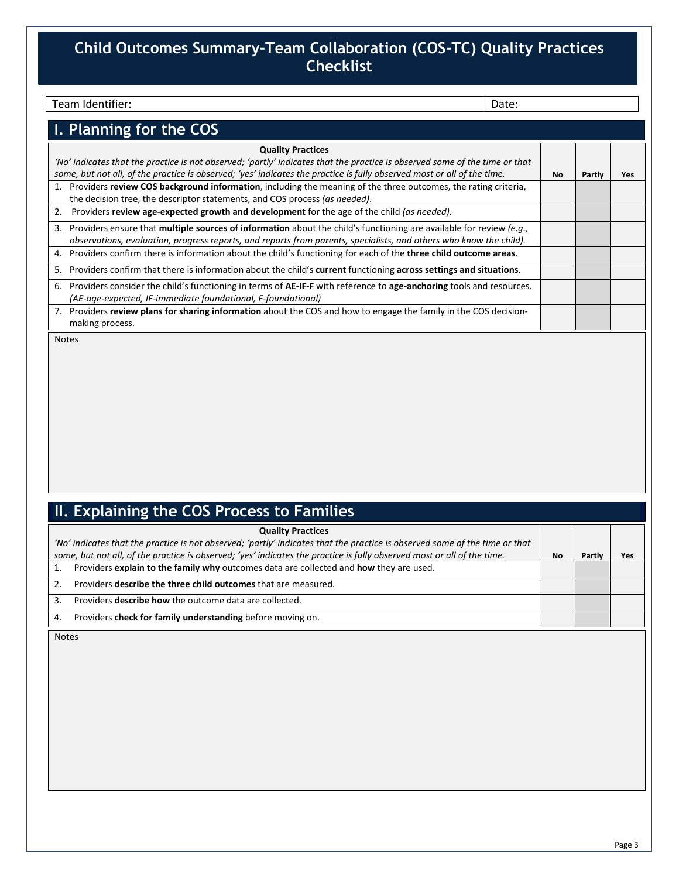# Child Outcomes Summary-Team Collaboration (COS-TC) Quality Practices Checklist

| Team Identifier: | Date: |
|---|---|

## I. Planning for the COS

| **Quality Practices**<br>*'No' indicates that the practice is not observed; 'partly' indicates that the practice is observed some of the time or that some, but not all, of the practice is observed; 'yes' indicates the practice is fully observed most or all of the time.* | **No** | **Partly** | **Yes** |
|---|---|---|---|
| 1. Providers **review COS background information**, including the meaning of the three outcomes, the rating criteria, the decision tree, the descriptor statements, and COS process *(as needed)*. | | | |
| 2. Providers **review age-expected growth and development** for the age of the child *(as needed).* | | | |
| 3. Providers ensure that **multiple sources of information** about the child's functioning are available for review *(e.g., observations, evaluation, progress reports, and reports from parents, specialists, and others who know the child).* | | | |
| 4. Providers confirm there is information about the child's functioning for each of the **three child outcome areas**. | | | |
| 5. Providers confirm that there is information about the child's **current** functioning **across settings and situations**. | | | |
| 6. Providers consider the child's functioning in terms of **AE-IF-F** with reference to **age-anchoring** tools and resources. *(AE-age-expected, IF-immediate foundational, F-foundational)* | | | |
| 7. Providers **review plans for sharing information** about the COS and how to engage the family in the COS decision-making process. | | | |

Notes

## II. Explaining the COS Process to Families

| **Quality Practices**<br>*'No' indicates that the practice is not observed; 'partly' indicates that the practice is observed some of the time or that some, but not all, of the practice is observed; 'yes' indicates the practice is fully observed most or all of the time.* | **No** | **Partly** | **Yes** |
|---|---|---|---|
| 1. Providers **explain to the family why** outcomes data are collected and **how** they are used. | | | |
| 2. Providers **describe the three child outcomes** that are measured. | | | |
| 3. Providers **describe how** the outcome data are collected. | | | |
| 4. Providers **check for family understanding** before moving on. | | | |

Notes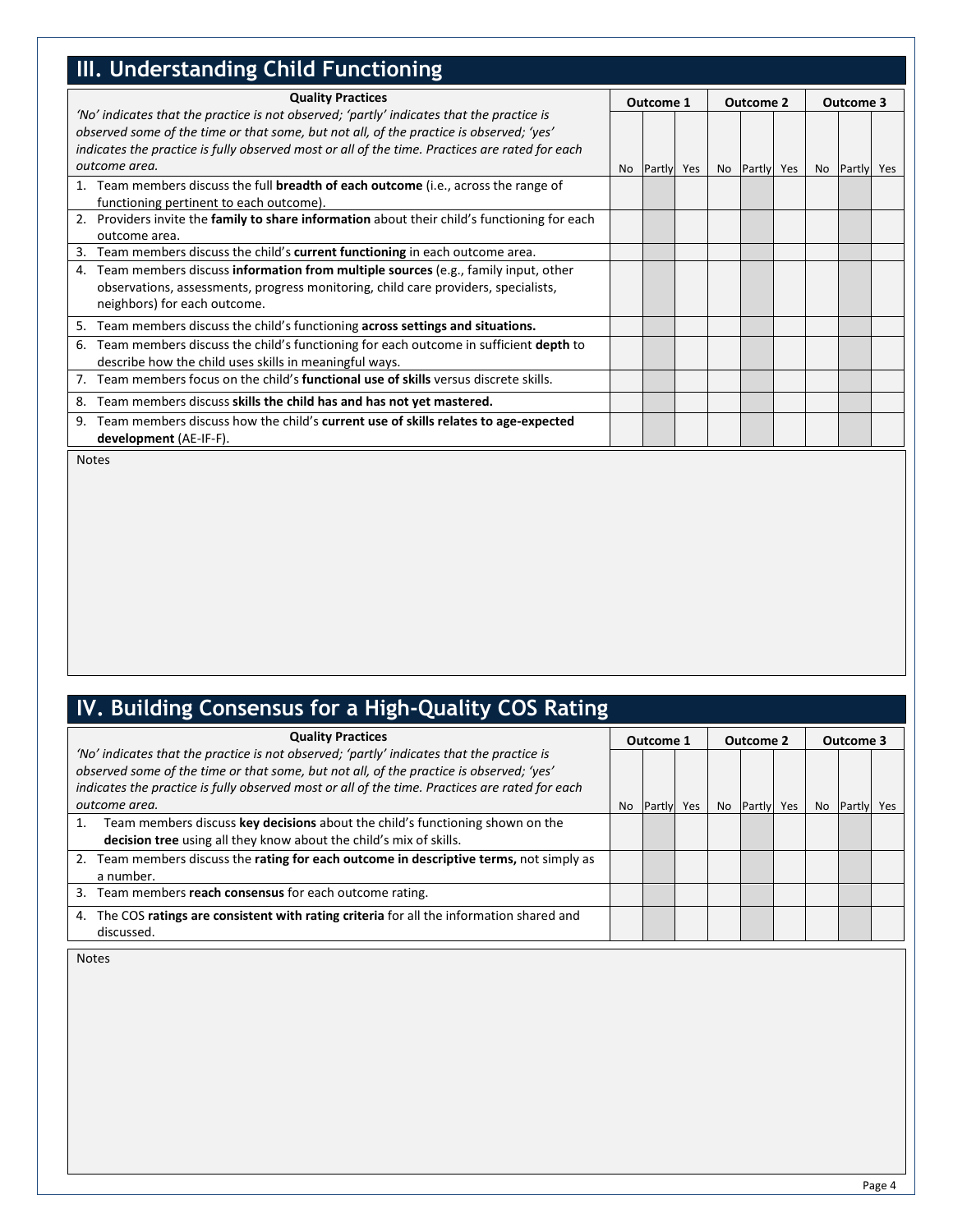## III. Understanding Child Functioning

| Quality Practices<br>*'No' indicates that the practice is not observed; 'partly' indicates that the practice is observed some of the time or that some, but not all, of the practice is observed; 'yes' indicates the practice is fully observed most or all of the time. Practices are rated for each outcome area.* | Outcome 1 | | | Outcome 2 | | | Outcome 3 | | |
|---|---|---|---|---|---|---|---|---|---|
| | No | Partly | Yes | No | Partly | Yes | No | Partly | Yes |
| 1. Team members discuss the full **breadth of each outcome** (i.e., across the range of functioning pertinent to each outcome). | | | | | | | | | |
| 2. Providers invite the **family to share information** about their child's functioning for each outcome area. | | | | | | | | | |
| 3. Team members discuss the child's **current functioning** in each outcome area. | | | | | | | | | |
| 4. Team members discuss **information from multiple sources** (e.g., family input, other observations, assessments, progress monitoring, child care providers, specialists, neighbors) for each outcome. | | | | | | | | | |
| 5. Team members discuss the child's functioning **across settings and situations.** | | | | | | | | | |
| 6. Team members discuss the child's functioning for each outcome in sufficient **depth** to describe how the child uses skills in meaningful ways. | | | | | | | | | |
| 7. Team members focus on the child's **functional use of skills** versus discrete skills. | | | | | | | | | |
| 8. Team members discuss **skills the child has and has not yet mastered.** | | | | | | | | | |
| 9. Team members discuss how the child's **current use of skills relates to age-expected development** (AE-IF-F). | | | | | | | | | |

Notes

## IV. Building Consensus for a High-Quality COS Rating

| Quality Practices<br>*'No' indicates that the practice is not observed; 'partly' indicates that the practice is observed some of the time or that some, but not all, of the practice is observed; 'yes' indicates the practice is fully observed most or all of the time. Practices are rated for each outcome area.* | Outcome 1 | | | Outcome 2 | | | Outcome 3 | | |
|---|---|---|---|---|---|---|---|---|---|
| | No | Partly | Yes | No | Partly | Yes | No | Partly | Yes |
| 1. Team members discuss **key decisions** about the child's functioning shown on the **decision tree** using all they know about the child's mix of skills. | | | | | | | | | |
| 2. Team members discuss the **rating for each outcome in descriptive terms,** not simply as a number. | | | | | | | | | |
| 3. Team members **reach consensus** for each outcome rating. | | | | | | | | | |
| 4. The COS **ratings are consistent with rating criteria** for all the information shared and discussed. | | | | | | | | | |

Notes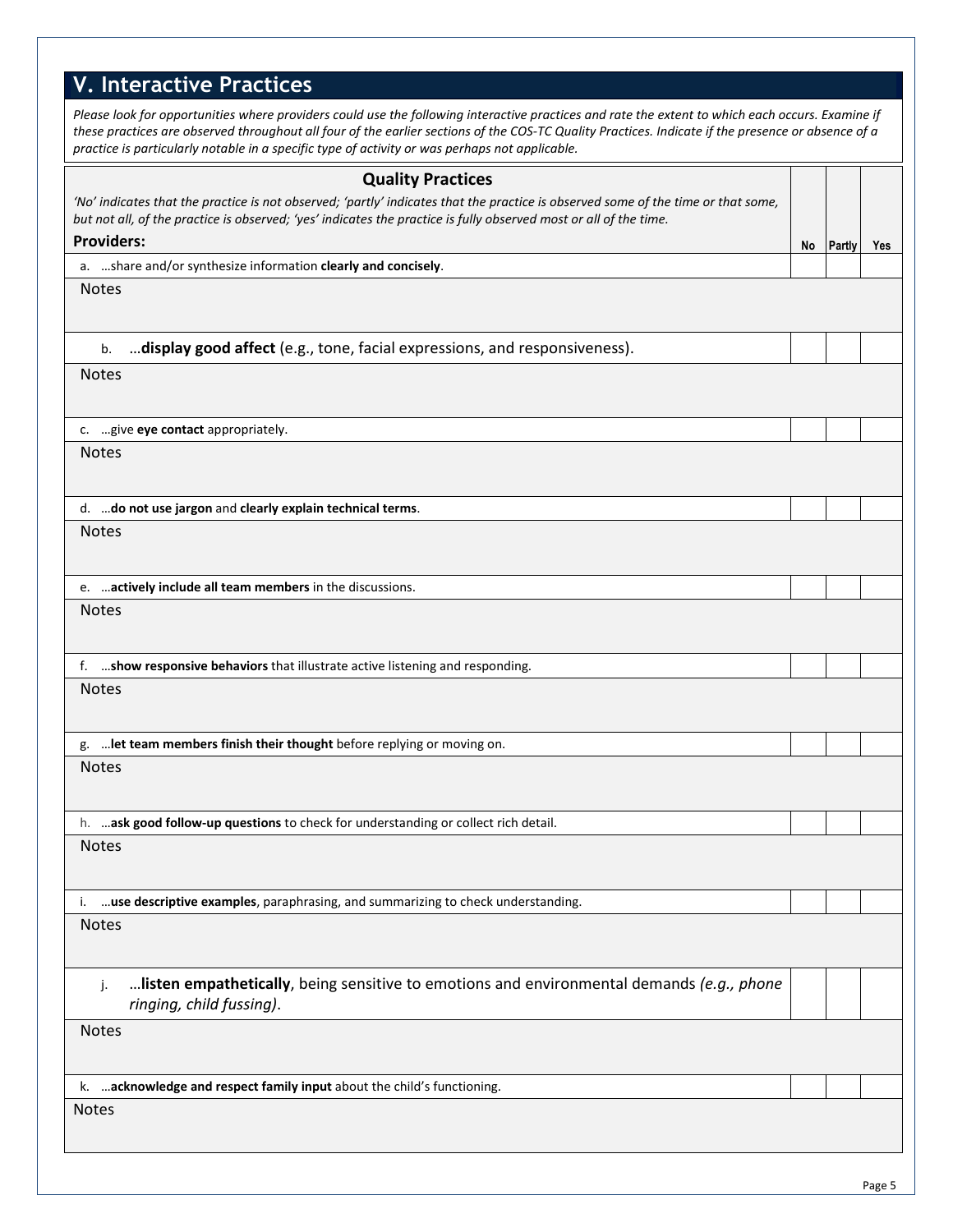## V. Interactive Practices

*Please look for opportunities where providers could use the following interactive practices and rate the extent to which each occurs. Examine if these practices are observed throughout all four of the earlier sections of the COS-TC Quality Practices. Indicate if the presence or absence of a practice is particularly notable in a specific type of activity or was perhaps not applicable.*

| **Quality Practices**<br>*'No' indicates that the practice is not observed; 'partly' indicates that the practice is observed some of the time or that some, but not all, of the practice is observed; 'yes' indicates the practice is fully observed most or all of the time.*<br>**Providers:** | No | Partly | Yes |
|---|---|---|---|
| a. …share and/or synthesize information **clearly and concisely**. | | | |
| Notes | | | |
| b. …**display good affect** (e.g., tone, facial expressions, and responsiveness). | | | |
| Notes | | | |
| c. …give **eye contact** appropriately. | | | |
| Notes | | | |
| d. …**do not use jargon** and **clearly explain technical terms**. | | | |
| Notes | | | |
| e. …**actively include all team members** in the discussions. | | | |
| Notes | | | |
| f. …**show responsive behaviors** that illustrate active listening and responding. | | | |
| Notes | | | |
| g. …**let team members finish their thought** before replying or moving on. | | | |
| Notes | | | |
| h. …**ask good follow-up questions** to check for understanding or collect rich detail. | | | |
| Notes | | | |
| i. …**use descriptive examples**, paraphrasing, and summarizing to check understanding. | | | |
| Notes | | | |
| j. …**listen empathetically**, being sensitive to emotions and environmental demands *(e.g., phone ringing, child fussing)*. | | | |
| Notes | | | |
| k. …**acknowledge and respect family input** about the child's functioning. | | | |
| Notes | | | |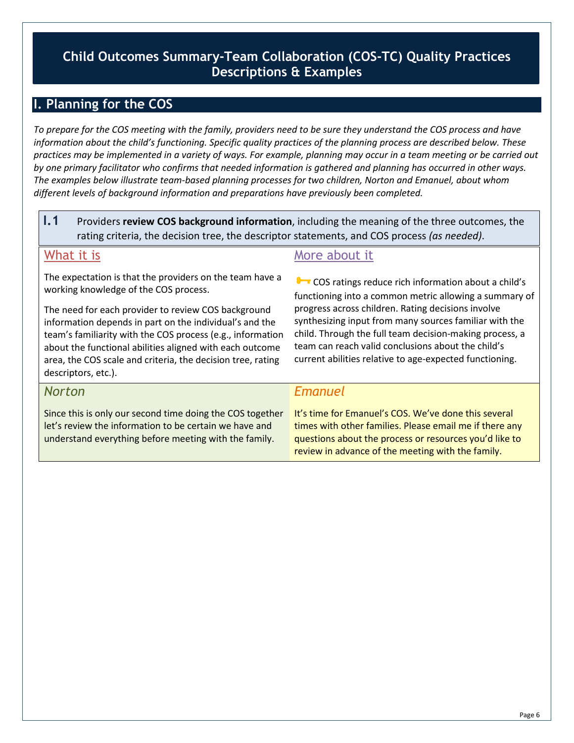# Child Outcomes Summary-Team Collaboration (COS-TC) Quality Practices Descriptions & Examples

## I. Planning for the COS

*To prepare for the COS meeting with the family, providers need to be sure they understand the COS process and have information about the child's functioning. Specific quality practices of the planning process are described below. These practices may be implemented in a variety of ways. For example, planning may occur in a team meeting or be carried out by one primary facilitator who confirms that needed information is gathered and planning has occurred in other ways. The examples below illustrate team-based planning processes for two children, Norton and Emanuel, about whom different levels of background information and preparations have previously been completed.*

### I.1 Providers **review COS background information**, including the meaning of the three outcomes, the rating criteria, the decision tree, the descriptor statements, and COS process *(as needed)*.

#### What it is

The expectation is that the providers on the team have a working knowledge of the COS process.

The need for each provider to review COS background information depends in part on the individual's and the team's familiarity with the COS process (e.g., information about the functional abilities aligned with each outcome area, the COS scale and criteria, the decision tree, rating descriptors, etc.).

#### More about it

🔑 COS ratings reduce rich information about a child's functioning into a common metric allowing a summary of progress across children. Rating decisions involve synthesizing input from many sources familiar with the child. Through the full team decision-making process, a team can reach valid conclusions about the child's current abilities relative to age-expected functioning.

#### *Norton*

Since this is only our second time doing the COS together let's review the information to be certain we have and understand everything before meeting with the family.

#### *Emanuel*

It's time for Emanuel's COS. We've done this several times with other families. Please email me if there any questions about the process or resources you'd like to review in advance of the meeting with the family.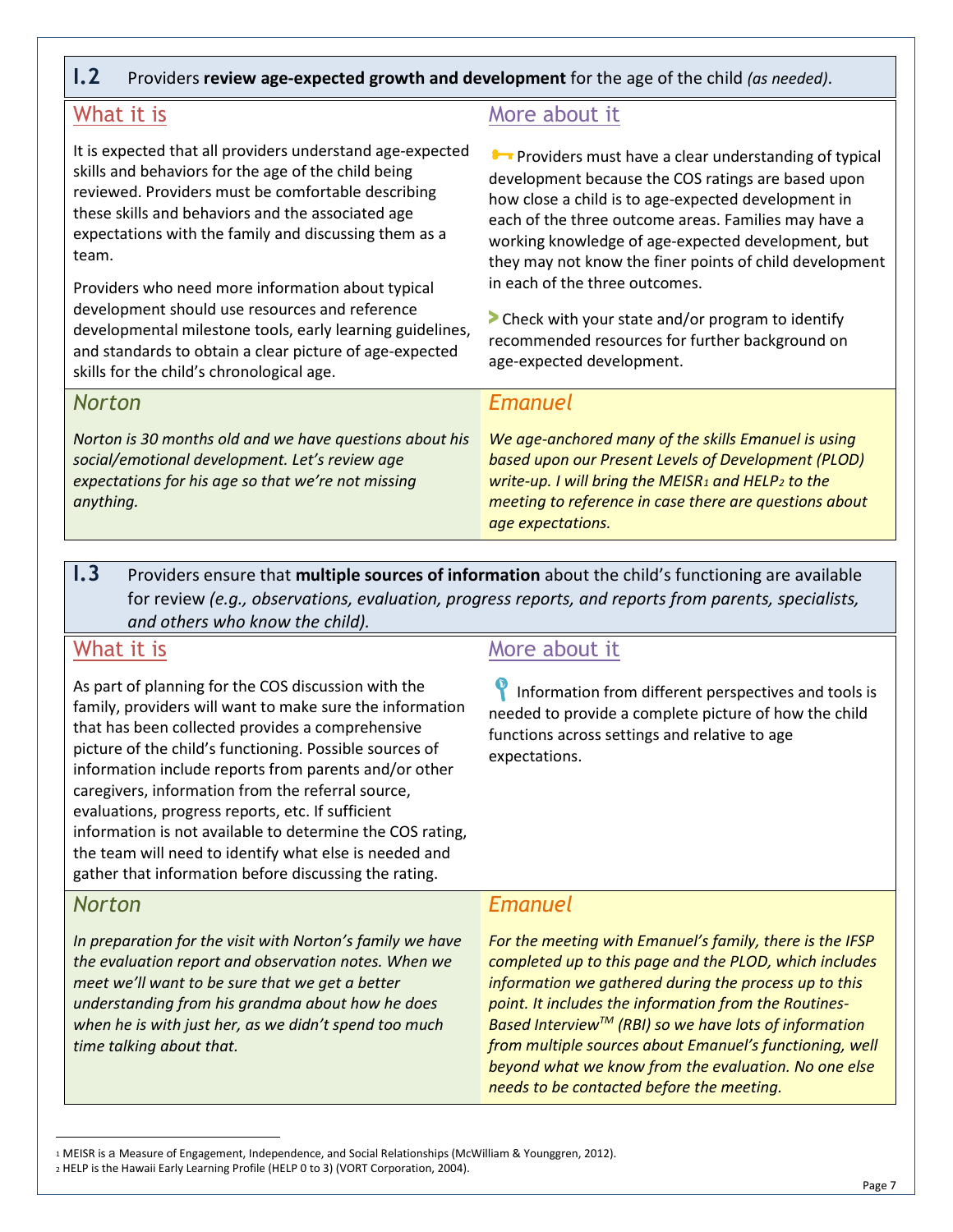## I.2 Providers **review age-expected growth and development** for the age of the child *(as needed)*.

### What it is

It is expected that all providers understand age-expected skills and behaviors for the age of the child being reviewed. Providers must be comfortable describing these skills and behaviors and the associated age expectations with the family and discussing them as a team.

Providers who need more information about typical development should use resources and reference developmental milestone tools, early learning guidelines, and standards to obtain a clear picture of age-expected skills for the child's chronological age.

### More about it

Providers must have a clear understanding of typical development because the COS ratings are based upon how close a child is to age-expected development in each of the three outcome areas. Families may have a working knowledge of age-expected development, but they may not know the finer points of child development in each of the three outcomes.

Check with your state and/or program to identify recommended resources for further background on age-expected development.

### Norton

*Norton is 30 months old and we have questions about his social/emotional development. Let's review age expectations for his age so that we're not missing anything.*

### Emanuel

*We age-anchored many of the skills Emanuel is using based upon our Present Levels of Development (PLOD) write-up. I will bring the MEISR[1] and HELP[2] to the meeting to reference in case there are questions about age expectations.*

## I.3 Providers ensure that **multiple sources of information** about the child's functioning are available for review *(e.g., observations, evaluation, progress reports, and reports from parents, specialists, and others who know the child).*

### What it is

As part of planning for the COS discussion with the family, providers will want to make sure the information that has been collected provides a comprehensive picture of the child's functioning. Possible sources of information include reports from parents and/or other caregivers, information from the referral source, evaluations, progress reports, etc. If sufficient information is not available to determine the COS rating, the team will need to identify what else is needed and gather that information before discussing the rating.

### More about it

Information from different perspectives and tools is needed to provide a complete picture of how the child functions across settings and relative to age expectations.

### Norton

*In preparation for the visit with Norton's family we have the evaluation report and observation notes. When we meet we'll want to be sure that we get a better understanding from his grandma about how he does when he is with just her, as we didn't spend too much time talking about that.*

### Emanuel

*For the meeting with Emanuel's family, there is the IFSP completed up to this page and the PLOD, which includes information we gathered during the process up to this point. It includes the information from the Routines-Based Interview™ (RBI) so we have lots of information from multiple sources about Emanuel's functioning, well beyond what we know from the evaluation. No one else needs to be contacted before the meeting.*

---

[1] MEISR is a Measure of Engagement, Independence, and Social Relationships (McWilliam & Younggren, 2012).

[2] HELP is the Hawaii Early Learning Profile (HELP 0 to 3) (VORT Corporation, 2004).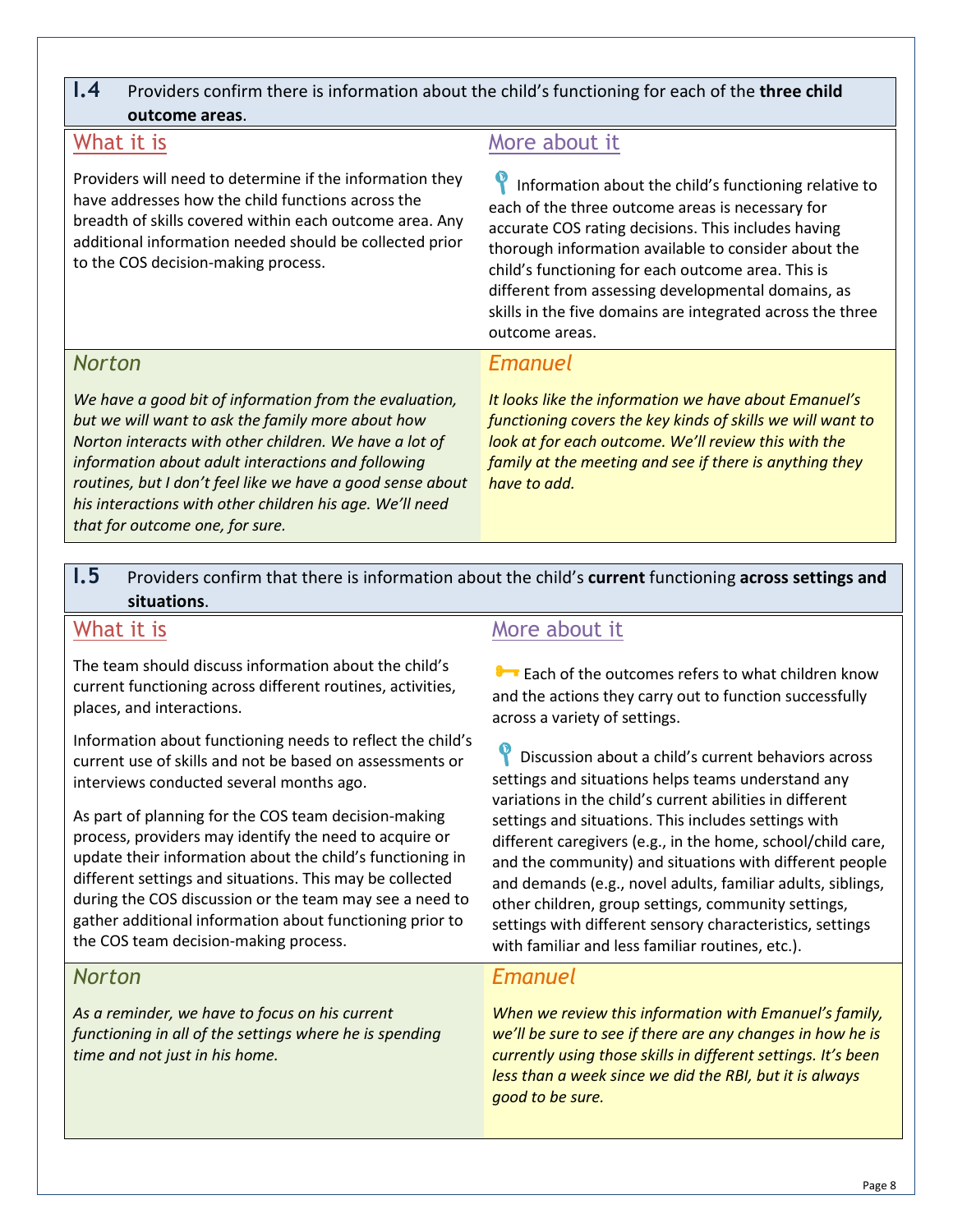## I.4 Providers confirm there is information about the child's functioning for each of the **three child outcome areas**.

### What it is

Providers will need to determine if the information they have addresses how the child functions across the breadth of skills covered within each outcome area. Any additional information needed should be collected prior to the COS decision-making process.

### More about it

Information about the child's functioning relative to each of the three outcome areas is necessary for accurate COS rating decisions. This includes having thorough information available to consider about the child's functioning for each outcome area. This is different from assessing developmental domains, as skills in the five domains are integrated across the three outcome areas.

### Norton

*We have a good bit of information from the evaluation, but we will want to ask the family more about how Norton interacts with other children. We have a lot of information about adult interactions and following routines, but I don't feel like we have a good sense about his interactions with other children his age. We'll need that for outcome one, for sure.*

### Emanuel

*It looks like the information we have about Emanuel's functioning covers the key kinds of skills we will want to look at for each outcome. We'll review this with the family at the meeting and see if there is anything they have to add.*

## I.5 Providers confirm that there is information about the child's **current** functioning **across settings and situations**.

### What it is

The team should discuss information about the child's current functioning across different routines, activities, places, and interactions.

Information about functioning needs to reflect the child's current use of skills and not be based on assessments or interviews conducted several months ago.

As part of planning for the COS team decision-making process, providers may identify the need to acquire or update their information about the child's functioning in different settings and situations. This may be collected during the COS discussion or the team may see a need to gather additional information about functioning prior to the COS team decision-making process.

### More about it

Each of the outcomes refers to what children know and the actions they carry out to function successfully across a variety of settings.

Discussion about a child's current behaviors across settings and situations helps teams understand any variations in the child's current abilities in different settings and situations. This includes settings with different caregivers (e.g., in the home, school/child care, and the community) and situations with different people and demands (e.g., novel adults, familiar adults, siblings, other children, group settings, community settings, settings with different sensory characteristics, settings with familiar and less familiar routines, etc.).

### Norton

*As a reminder, we have to focus on his current functioning in all of the settings where he is spending time and not just in his home.*

### Emanuel

*When we review this information with Emanuel's family, we'll be sure to see if there are any changes in how he is currently using those skills in different settings. It's been less than a week since we did the RBI, but it is always good to be sure.*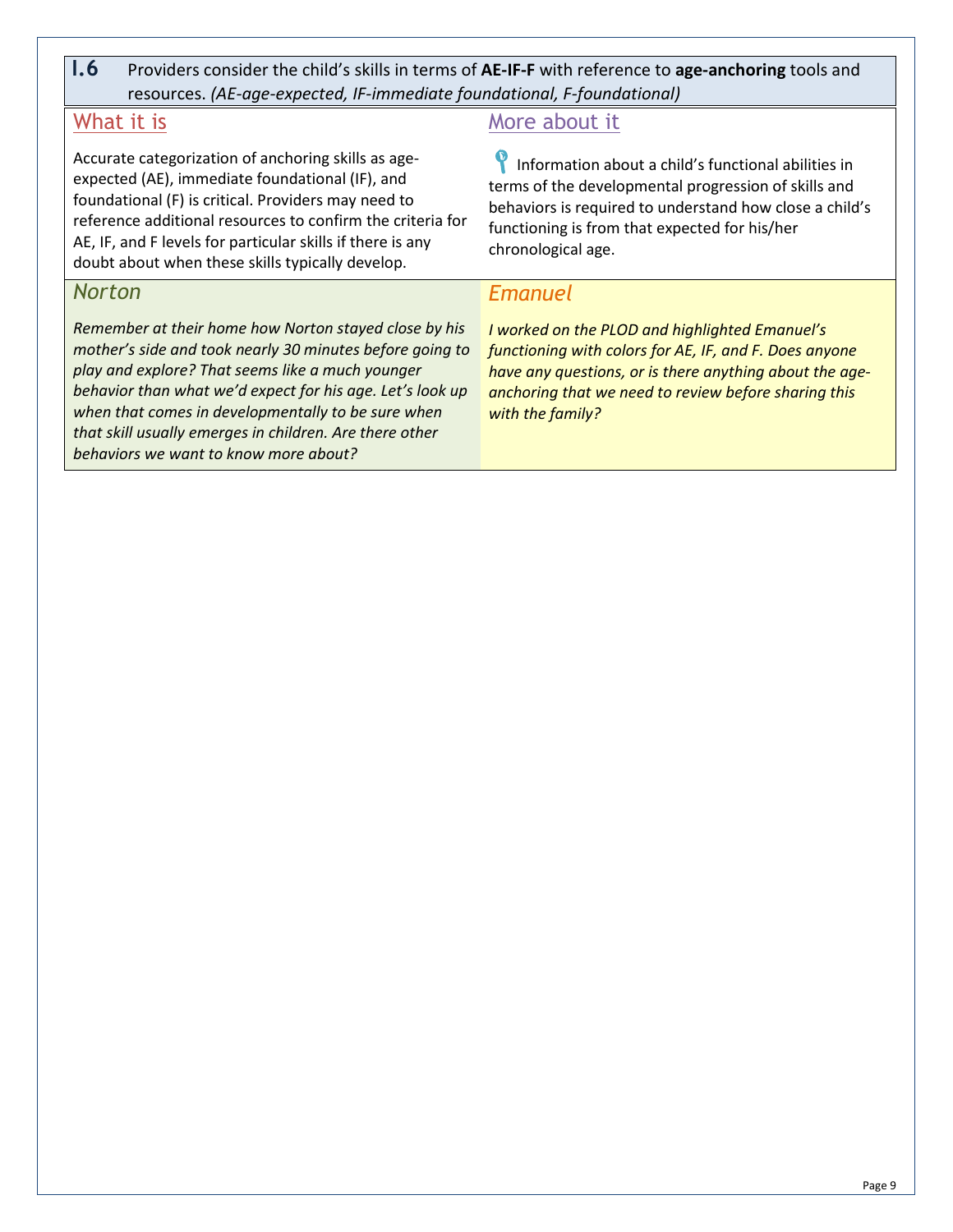## I.6 Providers consider the child's skills in terms of **AE-IF-F** with reference to **age-anchoring** tools and resources. *(AE-age-expected, IF-immediate foundational, F-foundational)*

### What it is

Accurate categorization of anchoring skills as age-expected (AE), immediate foundational (IF), and foundational (F) is critical. Providers may need to reference additional resources to confirm the criteria for AE, IF, and F levels for particular skills if there is any doubt about when these skills typically develop.

### More about it

Information about a child's functional abilities in terms of the developmental progression of skills and behaviors is required to understand how close a child's functioning is from that expected for his/her chronological age.

### Norton

*Remember at their home how Norton stayed close by his mother's side and took nearly 30 minutes before going to play and explore? That seems like a much younger behavior than what we'd expect for his age. Let's look up when that comes in developmentally to be sure when that skill usually emerges in children. Are there other behaviors we want to know more about?*

### Emanuel

*I worked on the PLOD and highlighted Emanuel's functioning with colors for AE, IF, and F. Does anyone have any questions, or is there anything about the age-anchoring that we need to review before sharing this with the family?*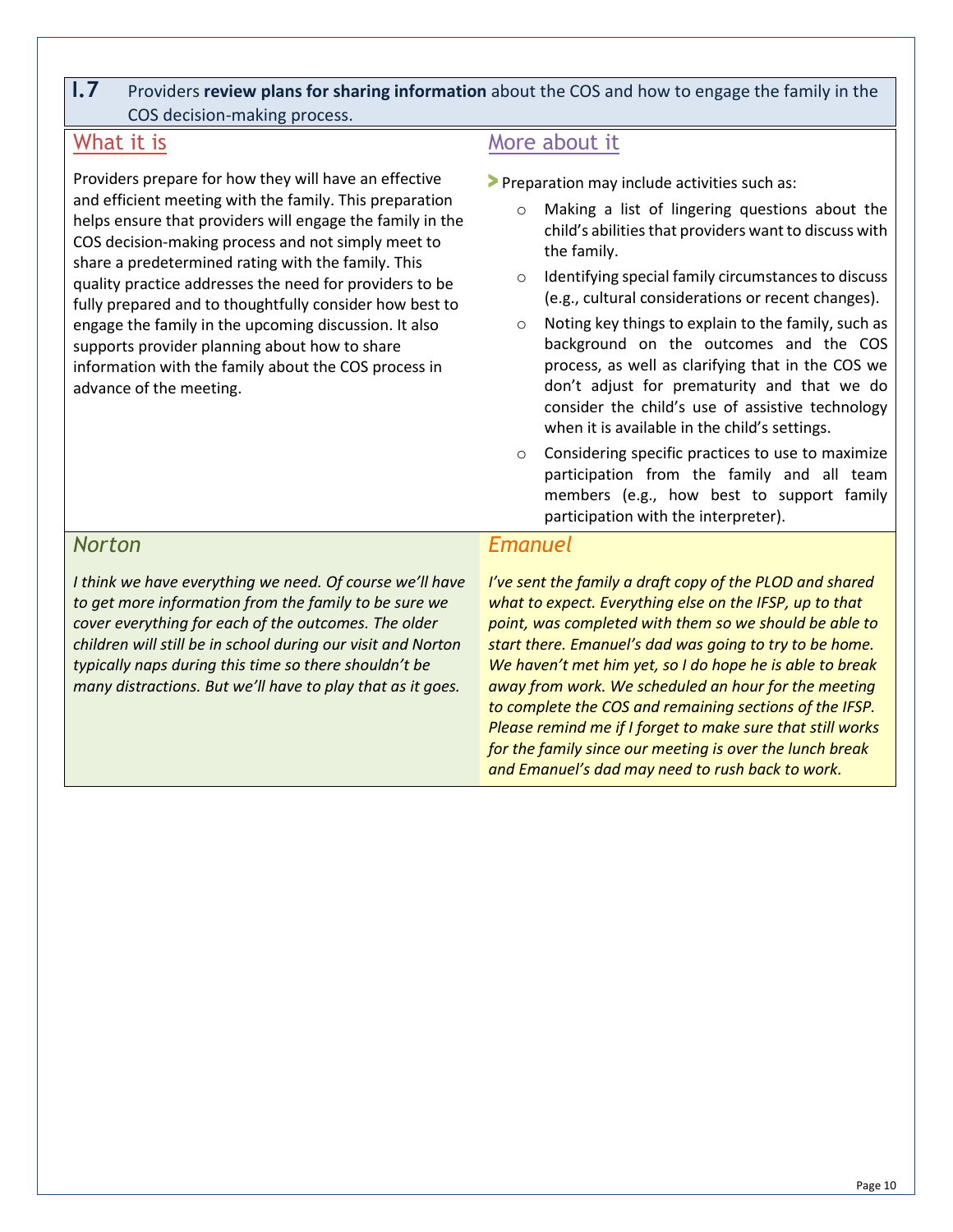## I.7 Providers **review plans for sharing information** about the COS and how to engage the family in the COS decision-making process.

### What it is

Providers prepare for how they will have an effective and efficient meeting with the family. This preparation helps ensure that providers will engage the family in the COS decision-making process and not simply meet to share a predetermined rating with the family. This quality practice addresses the need for providers to be fully prepared and to thoughtfully consider how best to engage the family in the upcoming discussion. It also supports provider planning about how to share information with the family about the COS process in advance of the meeting.

### More about it

- Preparation may include activities such as:
  - Making a list of lingering questions about the child's abilities that providers want to discuss with the family.
  - Identifying special family circumstances to discuss (e.g., cultural considerations or recent changes).
  - Noting key things to explain to the family, such as background on the outcomes and the COS process, as well as clarifying that in the COS we don't adjust for prematurity and that we do consider the child's use of assistive technology when it is available in the child's settings.
  - Considering specific practices to use to maximize participation from the family and all team members (e.g., how best to support family participation with the interpreter).

### *Norton*

*I think we have everything we need. Of course we'll have to get more information from the family to be sure we cover everything for each of the outcomes. The older children will still be in school during our visit and Norton typically naps during this time so there shouldn't be many distractions. But we'll have to play that as it goes.*

### *Emanuel*

*I've sent the family a draft copy of the PLOD and shared what to expect. Everything else on the IFSP, up to that point, was completed with them so we should be able to start there. Emanuel's dad was going to try to be home. We haven't met him yet, so I do hope he is able to break away from work. We scheduled an hour for the meeting to complete the COS and remaining sections of the IFSP. Please remind me if I forget to make sure that still works for the family since our meeting is over the lunch break and Emanuel's dad may need to rush back to work.*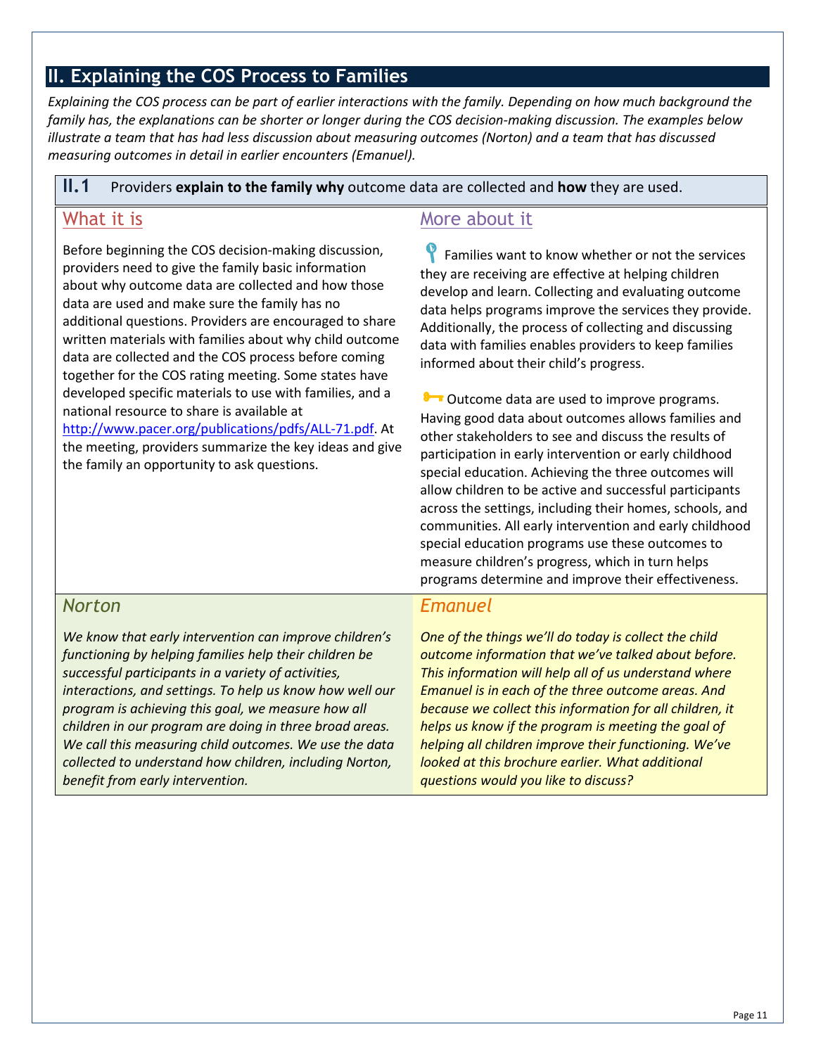## II. Explaining the COS Process to Families

*Explaining the COS process can be part of earlier interactions with the family. Depending on how much background the family has, the explanations can be shorter or longer during the COS decision-making discussion. The examples below illustrate a team that has had less discussion about measuring outcomes (Norton) and a team that has discussed measuring outcomes in detail in earlier encounters (Emanuel).*

### II.1 Providers **explain to the family why** outcome data are collected and **how** they are used.

#### What it is

Before beginning the COS decision-making discussion, providers need to give the family basic information about why outcome data are collected and how those data are used and make sure the family has no additional questions. Providers are encouraged to share written materials with families about why child outcome data are collected and the COS process before coming together for the COS rating meeting. Some states have developed specific materials to use with families, and a national resource to share is available at http://www.pacer.org/publications/pdfs/ALL-71.pdf. At the meeting, providers summarize the key ideas and give the family an opportunity to ask questions.

#### More about it

Families want to know whether or not the services they are receiving are effective at helping children develop and learn. Collecting and evaluating outcome data helps programs improve the services they provide. Additionally, the process of collecting and discussing data with families enables providers to keep families informed about their child's progress.

Outcome data are used to improve programs. Having good data about outcomes allows families and other stakeholders to see and discuss the results of participation in early intervention or early childhood special education. Achieving the three outcomes will allow children to be active and successful participants across the settings, including their homes, schools, and communities. All early intervention and early childhood special education programs use these outcomes to measure children's progress, which in turn helps programs determine and improve their effectiveness.

#### Norton

*We know that early intervention can improve children's functioning by helping families help their children be successful participants in a variety of activities, interactions, and settings. To help us know how well our program is achieving this goal, we measure how all children in our program are doing in three broad areas. We call this measuring child outcomes. We use the data collected to understand how children, including Norton, benefit from early intervention.*

#### Emanuel

*One of the things we'll do today is collect the child outcome information that we've talked about before. This information will help all of us understand where Emanuel is in each of the three outcome areas. And because we collect this information for all children, it helps us know if the program is meeting the goal of helping all children improve their functioning. We've looked at this brochure earlier. What additional questions would you like to discuss?*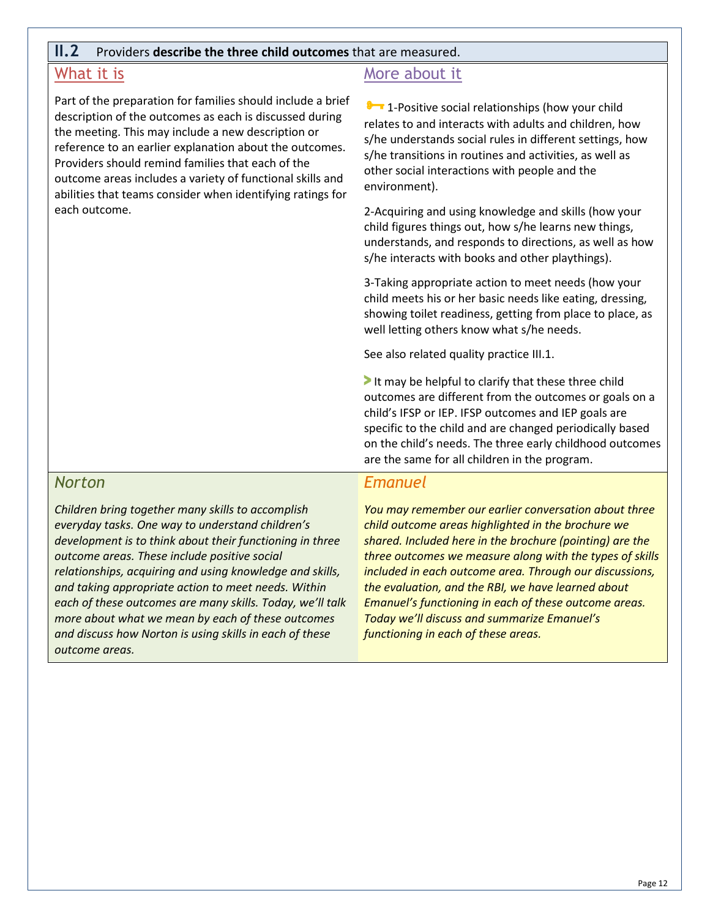## II.2 Providers **describe the three child outcomes** that are measured.

### What it is

Part of the preparation for families should include a brief description of the outcomes as each is discussed during the meeting. This may include a new description or reference to an earlier explanation about the outcomes. Providers should remind families that each of the outcome areas includes a variety of functional skills and abilities that teams consider when identifying ratings for each outcome.

### More about it

1-Positive social relationships (how your child relates to and interacts with adults and children, how s/he understands social rules in different settings, how s/he transitions in routines and activities, as well as other social interactions with people and the environment).

2-Acquiring and using knowledge and skills (how your child figures things out, how s/he learns new things, understands, and responds to directions, as well as how s/he interacts with books and other playthings).

3-Taking appropriate action to meet needs (how your child meets his or her basic needs like eating, dressing, showing toilet readiness, getting from place to place, as well letting others know what s/he needs.

See also related quality practice III.1.

It may be helpful to clarify that these three child outcomes are different from the outcomes or goals on a child's IFSP or IEP. IFSP outcomes and IEP goals are specific to the child and are changed periodically based on the child's needs. The three early childhood outcomes are the same for all children in the program.

### *Norton*

*Children bring together many skills to accomplish everyday tasks. One way to understand children's development is to think about their functioning in three outcome areas. These include positive social relationships, acquiring and using knowledge and skills, and taking appropriate action to meet needs. Within each of these outcomes are many skills. Today, we'll talk more about what we mean by each of these outcomes and discuss how Norton is using skills in each of these outcome areas.*

### *Emanuel*

*You may remember our earlier conversation about three child outcome areas highlighted in the brochure we shared. Included here in the brochure (pointing) are the three outcomes we measure along with the types of skills included in each outcome area. Through our discussions, the evaluation, and the RBI, we have learned about Emanuel's functioning in each of these outcome areas. Today we'll discuss and summarize Emanuel's functioning in each of these areas.*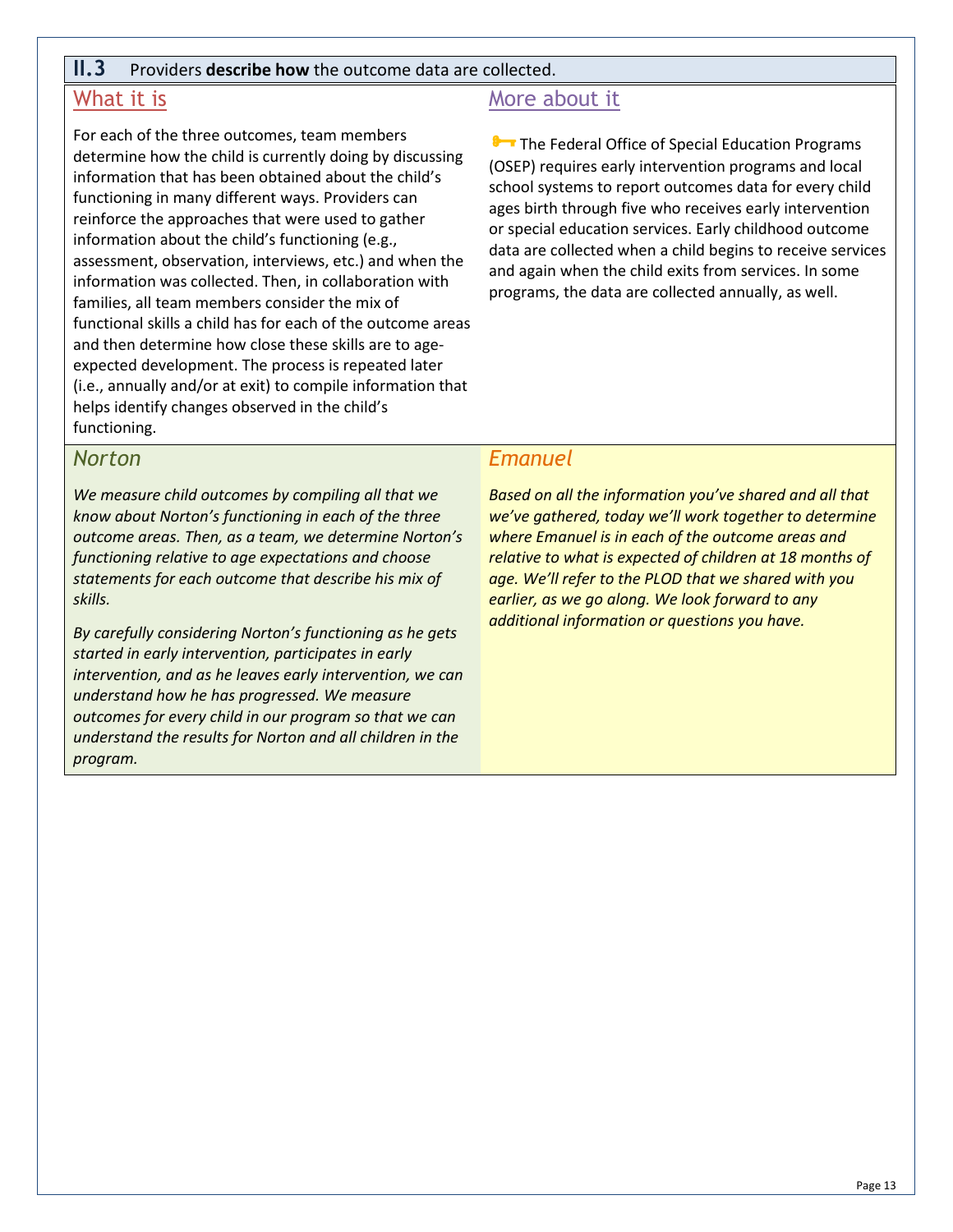## II.3 Providers **describe how** the outcome data are collected.

### What it is

For each of the three outcomes, team members determine how the child is currently doing by discussing information that has been obtained about the child's functioning in many different ways. Providers can reinforce the approaches that were used to gather information about the child's functioning (e.g., assessment, observation, interviews, etc.) and when the information was collected. Then, in collaboration with families, all team members consider the mix of functional skills a child has for each of the outcome areas and then determine how close these skills are to age-expected development. The process is repeated later (i.e., annually and/or at exit) to compile information that helps identify changes observed in the child's functioning.

### More about it

The Federal Office of Special Education Programs (OSEP) requires early intervention programs and local school systems to report outcomes data for every child ages birth through five who receives early intervention or special education services. Early childhood outcome data are collected when a child begins to receive services and again when the child exits from services. In some programs, the data are collected annually, as well.

### *Norton*

*We measure child outcomes by compiling all that we know about Norton's functioning in each of the three outcome areas. Then, as a team, we determine Norton's functioning relative to age expectations and choose statements for each outcome that describe his mix of skills.*

*By carefully considering Norton's functioning as he gets started in early intervention, participates in early intervention, and as he leaves early intervention, we can understand how he has progressed. We measure outcomes for every child in our program so that we can understand the results for Norton and all children in the program.*

### *Emanuel*

*Based on all the information you've shared and all that we've gathered, today we'll work together to determine where Emanuel is in each of the outcome areas and relative to what is expected of children at 18 months of age. We'll refer to the PLOD that we shared with you earlier, as we go along. We look forward to any additional information or questions you have.*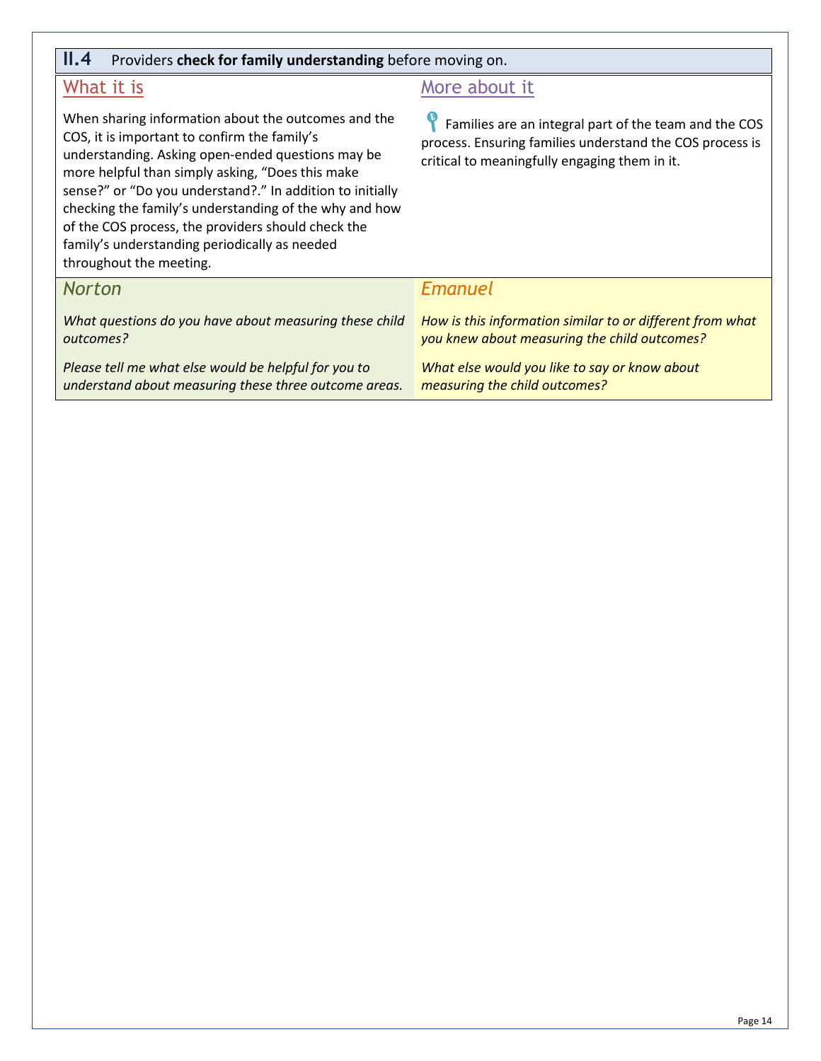## II.4 Providers **check for family understanding** before moving on.

### What it is

When sharing information about the outcomes and the COS, it is important to confirm the family's understanding. Asking open-ended questions may be more helpful than simply asking, "Does this make sense?" or "Do you understand?." In addition to initially checking the family's understanding of the why and how of the COS process, the providers should check the family's understanding periodically as needed throughout the meeting.

### More about it

Families are an integral part of the team and the COS process. Ensuring families understand the COS process is critical to meaningfully engaging them in it.

### *Norton*

*What questions do you have about measuring these child outcomes?*

*Please tell me what else would be helpful for you to understand about measuring these three outcome areas.*

### *Emanuel*

*How is this information similar to or different from what you knew about measuring the child outcomes?*

*What else would you like to say or know about measuring the child outcomes?*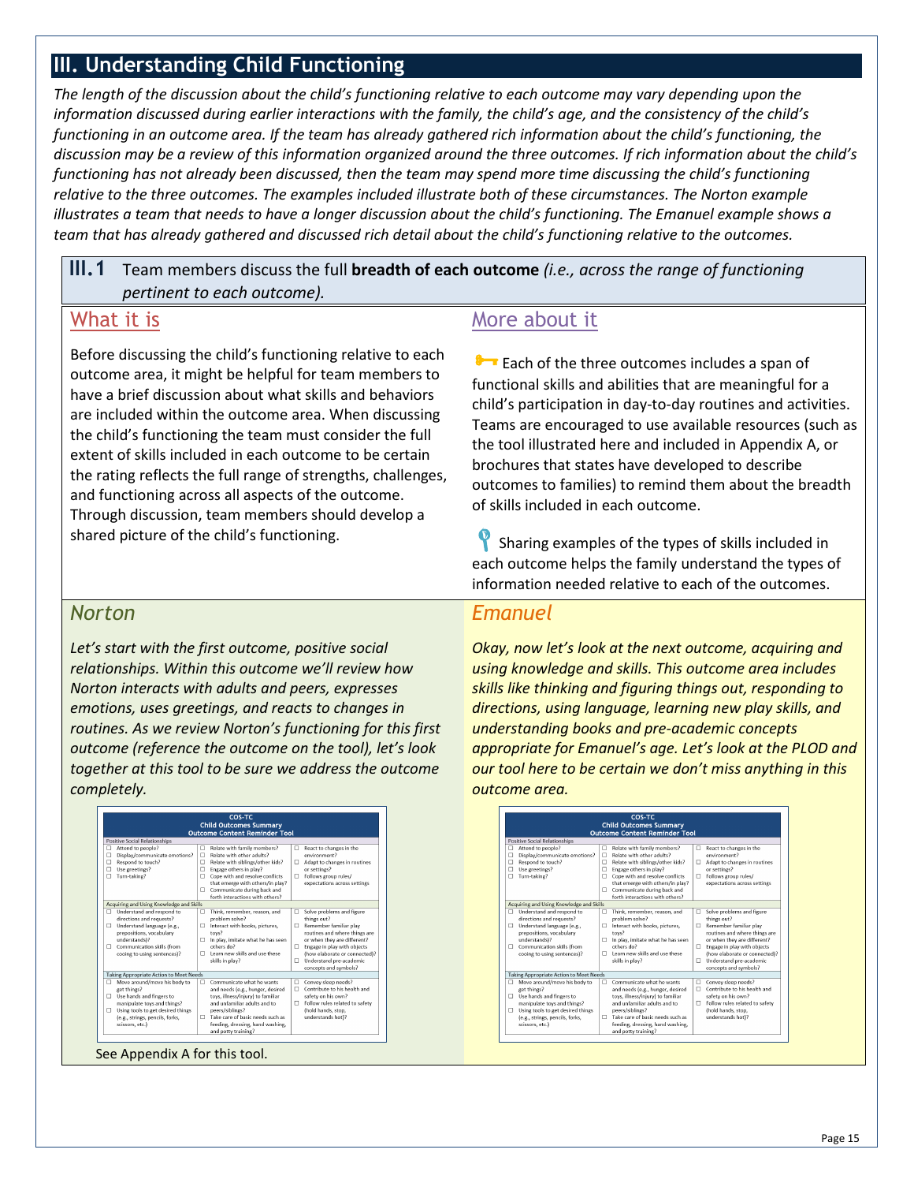## III. Understanding Child Functioning

*The length of the discussion about the child's functioning relative to each outcome may vary depending upon the information discussed during earlier interactions with the family, the child's age, and the consistency of the child's functioning in an outcome area. If the team has already gathered rich information about the child's functioning, the discussion may be a review of this information organized around the three outcomes. If rich information about the child's functioning has not already been discussed, then the team may spend more time discussing the child's functioning relative to the three outcomes. The examples included illustrate both of these circumstances. The Norton example illustrates a team that needs to have a longer discussion about the child's functioning. The Emanuel example shows a team that has already gathered and discussed rich detail about the child's functioning relative to the outcomes.*

### III.1 Team members discuss the full **breadth of each outcome** *(i.e., across the range of functioning pertinent to each outcome).*

#### What it is

Before discussing the child's functioning relative to each outcome area, it might be helpful for team members to have a brief discussion about what skills and behaviors are included within the outcome area. When discussing the child's functioning the team must consider the full extent of skills included in each outcome to be certain the rating reflects the full range of strengths, challenges, and functioning across all aspects of the outcome. Through discussion, team members should develop a shared picture of the child's functioning.

#### More about it

Each of the three outcomes includes a span of functional skills and abilities that are meaningful for a child's participation in day-to-day routines and activities. Teams are encouraged to use available resources (such as the tool illustrated here and included in Appendix A, or brochures that states have developed to describe outcomes to families) to remind them about the breadth of skills included in each outcome.

Sharing examples of the types of skills included in each outcome helps the family understand the types of information needed relative to each of the outcomes.

#### *Norton*

*Let's start with the first outcome, positive social relationships. Within this outcome we'll review how Norton interacts with adults and peers, expresses emotions, uses greetings, and reacts to changes in routines. As we review Norton's functioning for this first outcome (reference the outcome on the tool), let's look together at this tool to be sure we address the outcome completely.*

**COS-TC**
**Child Outcomes Summary**
**Outcome Content Reminder Tool**

**Positive Social Relationships**

- ☐ Attend to people?
- ☐ Display/communicate emotions?
- ☐ Respond to touch?
- ☐ Use greetings?
- ☐ Turn-taking?
- ☐ Relate with family members?
- ☐ Relate with other adults?
- ☐ Relate with siblings/other kids?
- ☐ Engage others in play?
- ☐ Cope with and resolve conflicts that emerge with others/in play?
- ☐ Communicate during back and forth interactions with others?
- ☐ React to changes in the environment?
- ☐ Adapt to changes in routines or settings?
- ☐ Follows group rules/expectations across settings

**Acquiring and Using Knowledge and Skills**

- ☐ Understand and respond to directions and requests?
- ☐ Understand language (e.g., prepositions, vocabulary understands)?
- ☐ Communication skills (from cooing to using sentences)?
- ☐ Think, remember, reason, and problem solve?
- ☐ Interact with books, pictures, toys?
- ☐ In play, imitate what he has seen others do?
- ☐ Learn new skills and use these skills in play?
- ☐ Solve problems and figure things out?
- ☐ Remember familiar play routines and where things are or when they are different?
- ☐ Engage in play with objects (how elaborate or connected)?
- ☐ Understand pre-academic concepts and symbols?

**Taking Appropriate Action to Meet Needs**

- ☐ Move around/move his body to get things?
- ☐ Use hands and fingers to manipulate toys and things?
- ☐ Using tools to get desired things (e.g., strings, pencils, forks, scissors, etc.)
- ☐ Communicate what he wants and needs (e.g., hunger, desired toys, illness/injury) to familiar and unfamiliar adults and to peers/siblings?
- ☐ Take care of basic needs such as feeding, dressing, hand washing, and potty training?
- ☐ Convey sleep needs?
- ☐ Contribute to his health and safety on his own?
- ☐ Follow rules related to safety (hold hands, stop, understands hot)?

See Appendix A for this tool.

#### *Emanuel*

*Okay, now let's look at the next outcome, acquiring and using knowledge and skills. This outcome area includes skills like thinking and figuring things out, responding to directions, using language, learning new play skills, and understanding books and pre-academic concepts appropriate for Emanuel's age. Let's look at the PLOD and our tool here to be certain we don't miss anything in this outcome area.*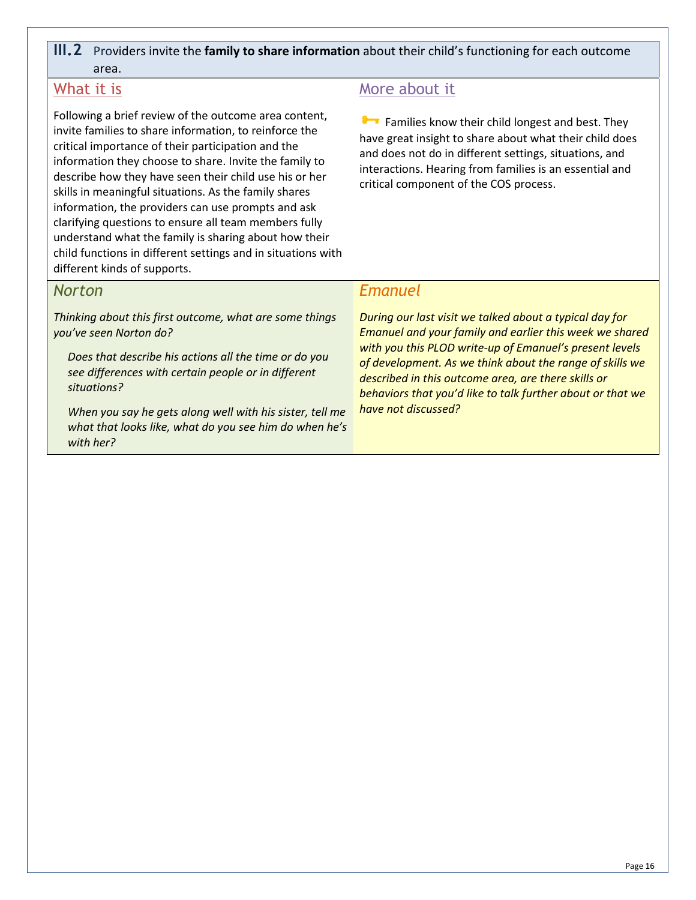## III.2 Providers invite the **family to share information** about their child's functioning for each outcome area.

### What it is

Following a brief review of the outcome area content, invite families to share information, to reinforce the critical importance of their participation and the information they choose to share. Invite the family to describe how they have seen their child use his or her skills in meaningful situations. As the family shares information, the providers can use prompts and ask clarifying questions to ensure all team members fully understand what the family is sharing about how their child functions in different settings and in situations with different kinds of supports.

### More about it

🔑 Families know their child longest and best. They have great insight to share about what their child does and does not do in different settings, situations, and interactions. Hearing from families is an essential and critical component of the COS process.

### Norton

*Thinking about this first outcome, what are some things you've seen Norton do?*

> *Does that describe his actions all the time or do you see differences with certain people or in different situations?*
>
> *When you say he gets along well with his sister, tell me what that looks like, what do you see him do when he's with her?*

### Emanuel

*During our last visit we talked about a typical day for Emanuel and your family and earlier this week we shared with you this PLOD write-up of Emanuel's present levels of development. As we think about the range of skills we described in this outcome area, are there skills or behaviors that you'd like to talk further about or that we have not discussed?*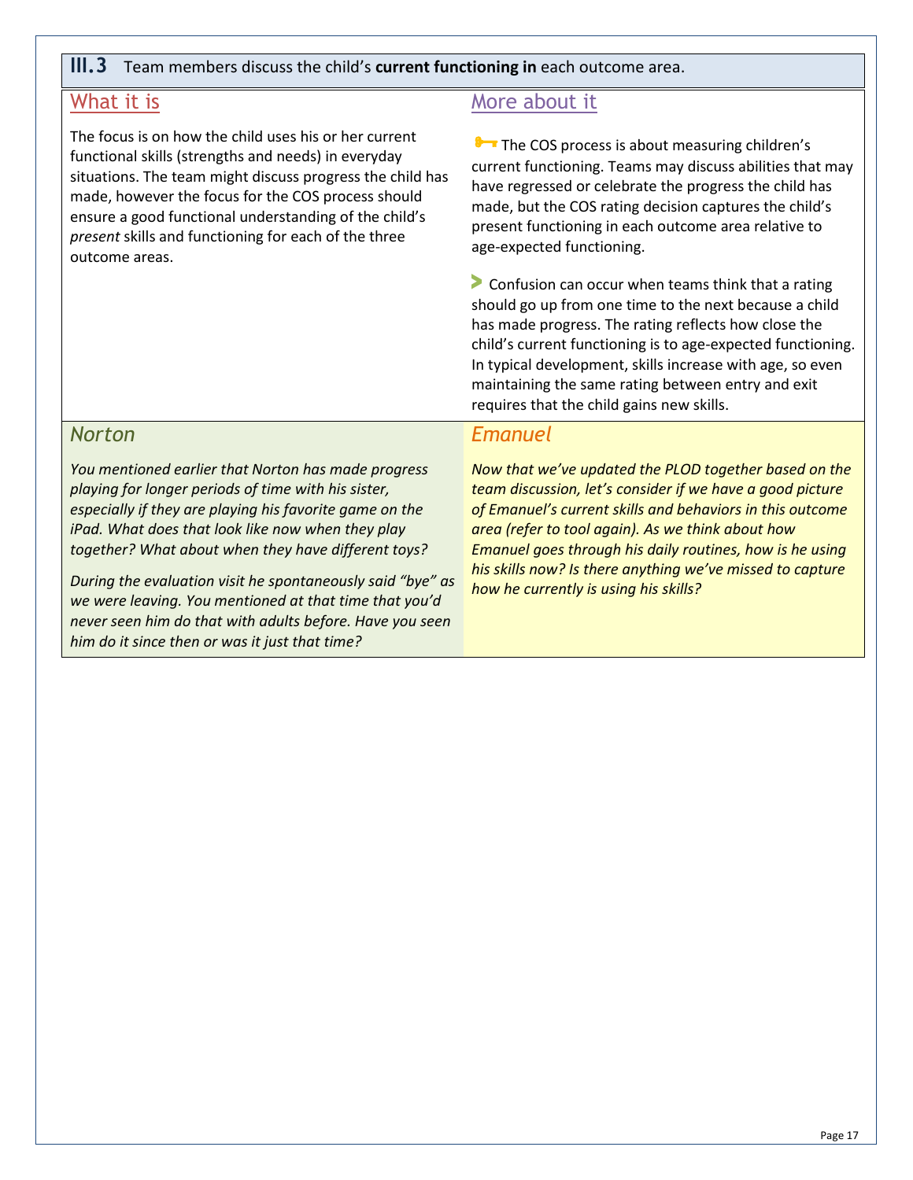## III.3 Team members discuss the child's **current functioning in** each outcome area.

### What it is

The focus is on how the child uses his or her current functional skills (strengths and needs) in everyday situations. The team might discuss progress the child has made, however the focus for the COS process should ensure a good functional understanding of the child's *present* skills and functioning for each of the three outcome areas.

### More about it

The COS process is about measuring children's current functioning. Teams may discuss abilities that may have regressed or celebrate the progress the child has made, but the COS rating decision captures the child's present functioning in each outcome area relative to age-expected functioning.

Confusion can occur when teams think that a rating should go up from one time to the next because a child has made progress. The rating reflects how close the child's current functioning is to age-expected functioning. In typical development, skills increase with age, so even maintaining the same rating between entry and exit requires that the child gains new skills.

### Norton

*You mentioned earlier that Norton has made progress playing for longer periods of time with his sister, especially if they are playing his favorite game on the iPad. What does that look like now when they play together? What about when they have different toys?*

*During the evaluation visit he spontaneously said "bye" as we were leaving. You mentioned at that time that you'd never seen him do that with adults before. Have you seen him do it since then or was it just that time?*

### Emanuel

*Now that we've updated the PLOD together based on the team discussion, let's consider if we have a good picture of Emanuel's current skills and behaviors in this outcome area (refer to tool again). As we think about how Emanuel goes through his daily routines, how is he using his skills now? Is there anything we've missed to capture how he currently is using his skills?*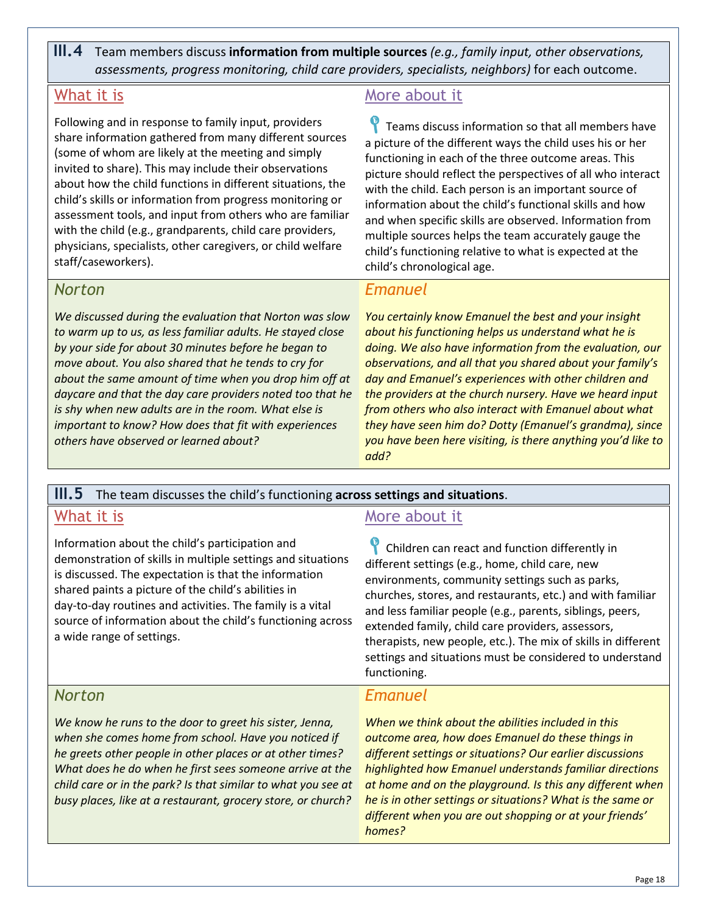## III.4 Team members discuss **information from multiple sources** *(e.g., family input, other observations, assessments, progress monitoring, child care providers, specialists, neighbors)* for each outcome.

### What it is

Following and in response to family input, providers share information gathered from many different sources (some of whom are likely at the meeting and simply invited to share). This may include their observations about how the child functions in different situations, the child's skills or information from progress monitoring or assessment tools, and input from others who are familiar with the child (e.g., grandparents, child care providers, physicians, specialists, other caregivers, or child welfare staff/caseworkers).

### More about it

Teams discuss information so that all members have a picture of the different ways the child uses his or her functioning in each of the three outcome areas. This picture should reflect the perspectives of all who interact with the child. Each person is an important source of information about the child's functional skills and how and when specific skills are observed. Information from multiple sources helps the team accurately gauge the child's functioning relative to what is expected at the child's chronological age.

### Norton

*We discussed during the evaluation that Norton was slow to warm up to us, as less familiar adults. He stayed close by your side for about 30 minutes before he began to move about. You also shared that he tends to cry for about the same amount of time when you drop him off at daycare and that the day care providers noted too that he is shy when new adults are in the room. What else is important to know? How does that fit with experiences others have observed or learned about?*

### Emanuel

*You certainly know Emanuel the best and your insight about his functioning helps us understand what he is doing. We also have information from the evaluation, our observations, and all that you shared about your family's day and Emanuel's experiences with other children and the providers at the church nursery. Have we heard input from others who also interact with Emanuel about what they have seen him do? Dotty (Emanuel's grandma), since you have been here visiting, is there anything you'd like to add?*

## III.5 The team discusses the child's functioning **across settings and situations**.

### What it is

Information about the child's participation and demonstration of skills in multiple settings and situations is discussed. The expectation is that the information shared paints a picture of the child's abilities in day-to-day routines and activities. The family is a vital source of information about the child's functioning across a wide range of settings.

### More about it

Children can react and function differently in different settings (e.g., home, child care, new environments, community settings such as parks, churches, stores, and restaurants, etc.) and with familiar and less familiar people (e.g., parents, siblings, peers, extended family, child care providers, assessors, therapists, new people, etc.). The mix of skills in different settings and situations must be considered to understand functioning.

### Norton

*We know he runs to the door to greet his sister, Jenna, when she comes home from school. Have you noticed if he greets other people in other places or at other times? What does he do when he first sees someone arrive at the child care or in the park? Is that similar to what you see at busy places, like at a restaurant, grocery store, or church?*

### Emanuel

*When we think about the abilities included in this outcome area, how does Emanuel do these things in different settings or situations? Our earlier discussions highlighted how Emanuel understands familiar directions at home and on the playground. Is this any different when he is in other settings or situations? What is the same or different when you are out shopping or at your friends' homes?*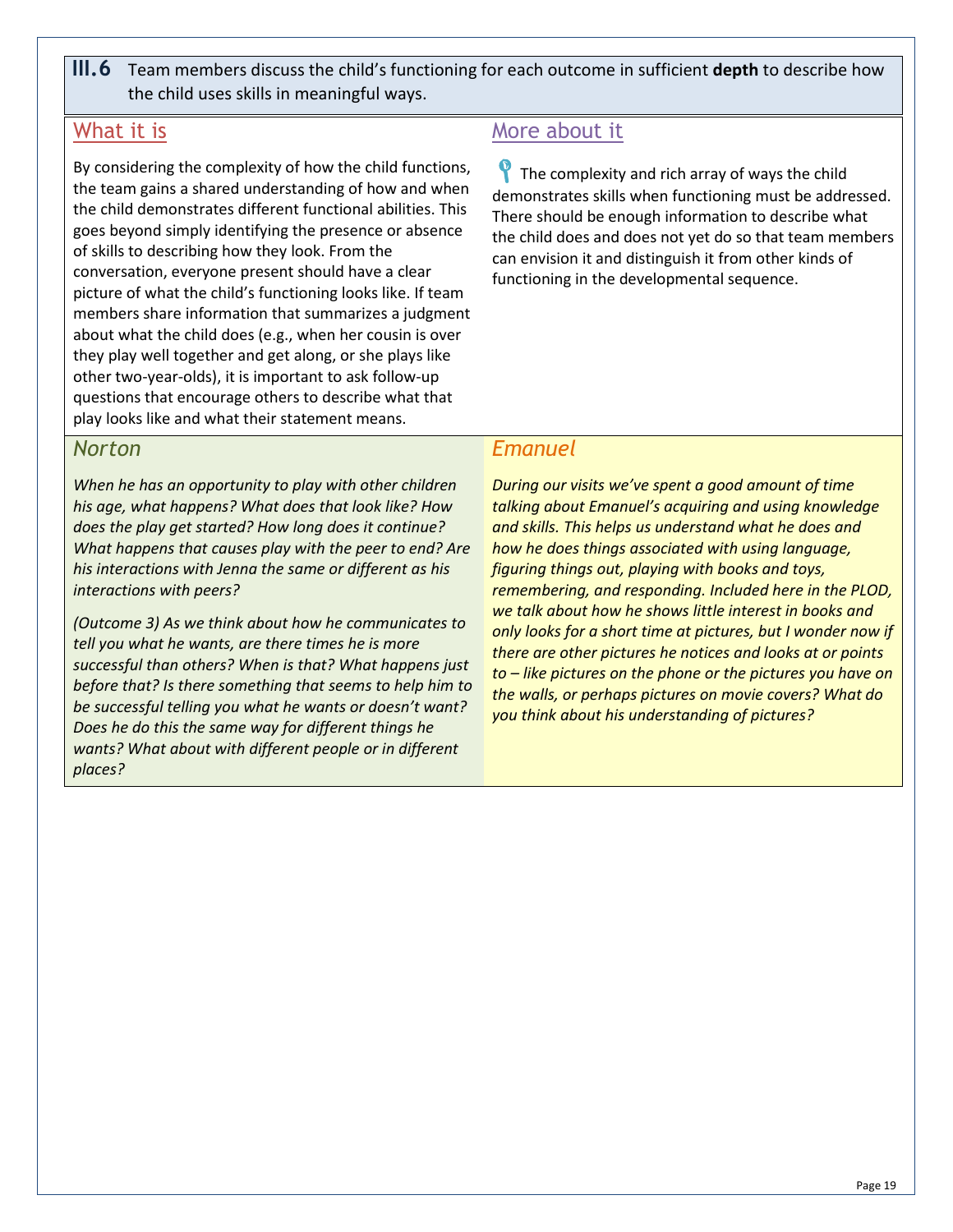## III.6 Team members discuss the child's functioning for each outcome in sufficient **depth** to describe how the child uses skills in meaningful ways.

### What it is

By considering the complexity of how the child functions, the team gains a shared understanding of how and when the child demonstrates different functional abilities. This goes beyond simply identifying the presence or absence of skills to describing how they look. From the conversation, everyone present should have a clear picture of what the child's functioning looks like. If team members share information that summarizes a judgment about what the child does (e.g., when her cousin is over they play well together and get along, or she plays like other two-year-olds), it is important to ask follow-up questions that encourage others to describe what that play looks like and what their statement means.

### More about it

The complexity and rich array of ways the child demonstrates skills when functioning must be addressed. There should be enough information to describe what the child does and does not yet do so that team members can envision it and distinguish it from other kinds of functioning in the developmental sequence.

### *Norton*

*When he has an opportunity to play with other children his age, what happens? What does that look like? How does the play get started? How long does it continue? What happens that causes play with the peer to end? Are his interactions with Jenna the same or different as his interactions with peers?*

*(Outcome 3) As we think about how he communicates to tell you what he wants, are there times he is more successful than others? When is that? What happens just before that? Is there something that seems to help him to be successful telling you what he wants or doesn't want? Does he do this the same way for different things he wants? What about with different people or in different places?*

### *Emanuel*

*During our visits we've spent a good amount of time talking about Emanuel's acquiring and using knowledge and skills. This helps us understand what he does and how he does things associated with using language, figuring things out, playing with books and toys, remembering, and responding. Included here in the PLOD, we talk about how he shows little interest in books and only looks for a short time at pictures, but I wonder now if there are other pictures he notices and looks at or points to – like pictures on the phone or the pictures you have on the walls, or perhaps pictures on movie covers? What do you think about his understanding of pictures?*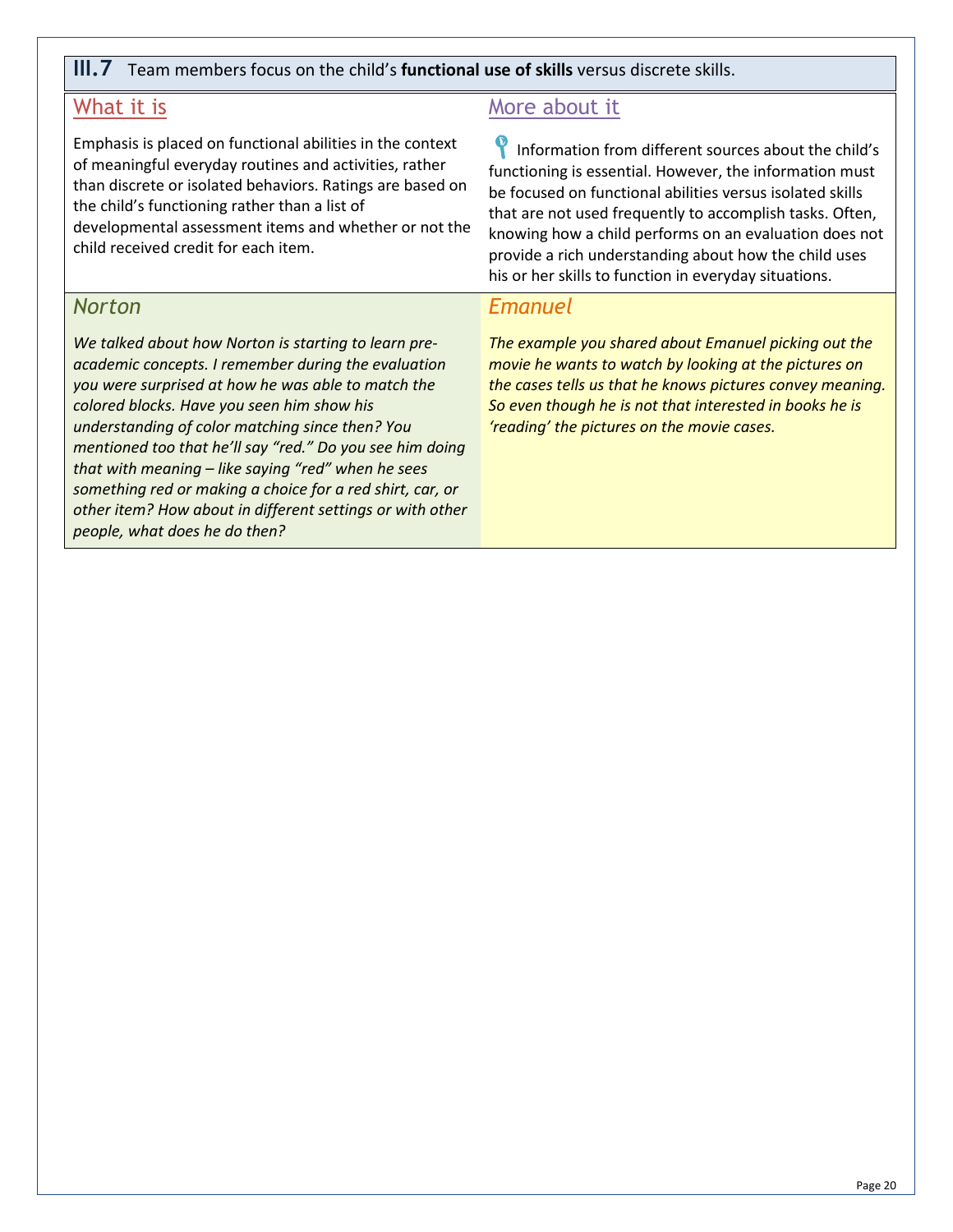## III.7 Team members focus on the child's **functional use of skills** versus discrete skills.

### What it is

Emphasis is placed on functional abilities in the context of meaningful everyday routines and activities, rather than discrete or isolated behaviors. Ratings are based on the child's functioning rather than a list of developmental assessment items and whether or not the child received credit for each item.

### More about it

Information from different sources about the child's functioning is essential. However, the information must be focused on functional abilities versus isolated skills that are not used frequently to accomplish tasks. Often, knowing how a child performs on an evaluation does not provide a rich understanding about how the child uses his or her skills to function in everyday situations.

### Norton

*We talked about how Norton is starting to learn pre-academic concepts. I remember during the evaluation you were surprised at how he was able to match the colored blocks. Have you seen him show his understanding of color matching since then? You mentioned too that he'll say "red." Do you see him doing that with meaning – like saying "red" when he sees something red or making a choice for a red shirt, car, or other item? How about in different settings or with other people, what does he do then?*

### Emanuel

*The example you shared about Emanuel picking out the movie he wants to watch by looking at the pictures on the cases tells us that he knows pictures convey meaning. So even though he is not that interested in books he is 'reading' the pictures on the movie cases.*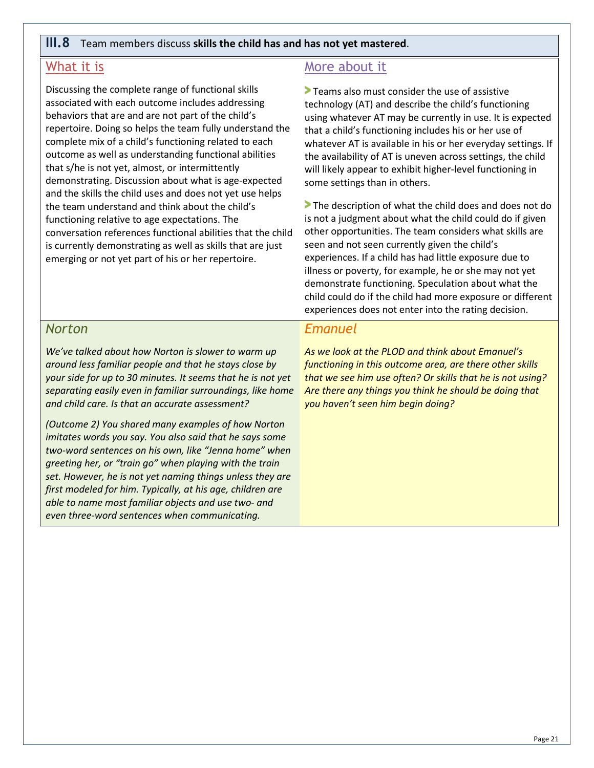## III.8 Team members discuss **skills the child has and has not yet mastered**.

### What it is

Discussing the complete range of functional skills associated with each outcome includes addressing behaviors that are and are not part of the child's repertoire. Doing so helps the team fully understand the complete mix of a child's functioning related to each outcome as well as understanding functional abilities that s/he is not yet, almost, or intermittently demonstrating. Discussion about what is age-expected and the skills the child uses and does not yet use helps the team understand and think about the child's functioning relative to age expectations. The conversation references functional abilities that the child is currently demonstrating as well as skills that are just emerging or not yet part of his or her repertoire.

### More about it

- Teams also must consider the use of assistive technology (AT) and describe the child's functioning using whatever AT may be currently in use. It is expected that a child's functioning includes his or her use of whatever AT is available in his or her everyday settings. If the availability of AT is uneven across settings, the child will likely appear to exhibit higher-level functioning in some settings than in others.
- The description of what the child does and does not do is not a judgment about what the child could do if given other opportunities. The team considers what skills are seen and not seen currently given the child's experiences. If a child has had little exposure due to illness or poverty, for example, he or she may not yet demonstrate functioning. Speculation about what the child could do if the child had more exposure or different experiences does not enter into the rating decision.

### Norton

*We've talked about how Norton is slower to warm up around less familiar people and that he stays close by your side for up to 30 minutes. It seems that he is not yet separating easily even in familiar surroundings, like home and child care. Is that an accurate assessment?*

*(Outcome 2) You shared many examples of how Norton imitates words you say. You also said that he says some two-word sentences on his own, like "Jenna home" when greeting her, or "train go" when playing with the train set. However, he is not yet naming things unless they are first modeled for him. Typically, at his age, children are able to name most familiar objects and use two- and even three-word sentences when communicating.*

### Emanuel

*As we look at the PLOD and think about Emanuel's functioning in this outcome area, are there other skills that we see him use often? Or skills that he is not using? Are there any things you think he should be doing that you haven't seen him begin doing?*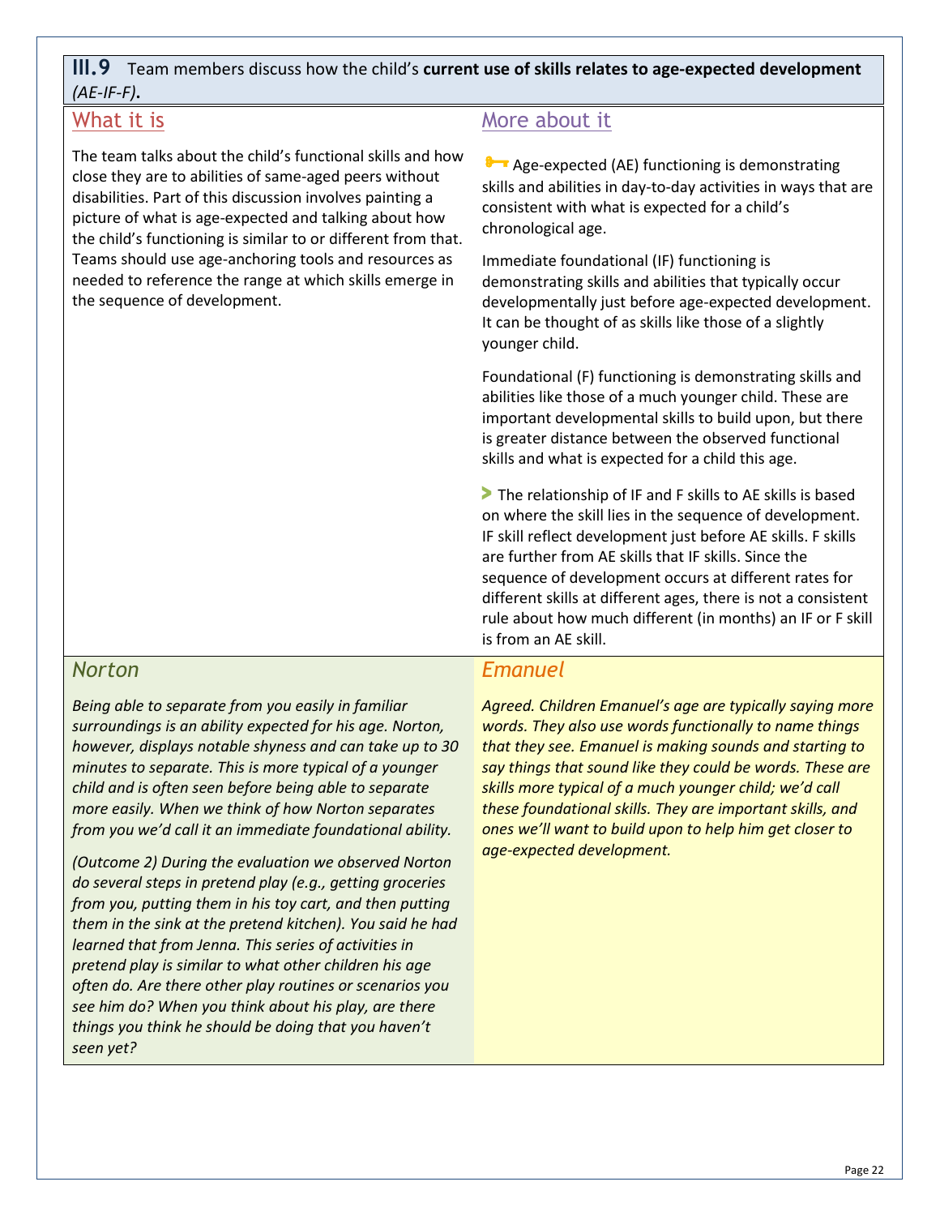## III.9 Team members discuss how the child's **current use of skills relates to age-expected development** *(AE-IF-F)*.

### What it is

The team talks about the child's functional skills and how close they are to abilities of same-aged peers without disabilities. Part of this discussion involves painting a picture of what is age-expected and talking about how the child's functioning is similar to or different from that. Teams should use age-anchoring tools and resources as needed to reference the range at which skills emerge in the sequence of development.

### More about it

Age-expected (AE) functioning is demonstrating skills and abilities in day-to-day activities in ways that are consistent with what is expected for a child's chronological age.

Immediate foundational (IF) functioning is demonstrating skills and abilities that typically occur developmentally just before age-expected development. It can be thought of as skills like those of a slightly younger child.

Foundational (F) functioning is demonstrating skills and abilities like those of a much younger child. These are important developmental skills to build upon, but there is greater distance between the observed functional skills and what is expected for a child this age.

The relationship of IF and F skills to AE skills is based on where the skill lies in the sequence of development. IF skill reflect development just before AE skills. F skills are further from AE skills that IF skills. Since the sequence of development occurs at different rates for different skills at different ages, there is not a consistent rule about how much different (in months) an IF or F skill is from an AE skill.

### *Norton*

*Being able to separate from you easily in familiar surroundings is an ability expected for his age. Norton, however, displays notable shyness and can take up to 30 minutes to separate. This is more typical of a younger child and is often seen before being able to separate more easily. When we think of how Norton separates from you we'd call it an immediate foundational ability.*

*(Outcome 2) During the evaluation we observed Norton do several steps in pretend play (e.g., getting groceries from you, putting them in his toy cart, and then putting them in the sink at the pretend kitchen). You said he had learned that from Jenna. This series of activities in pretend play is similar to what other children his age often do. Are there other play routines or scenarios you see him do? When you think about his play, are there things you think he should be doing that you haven't seen yet?*

### *Emanuel*

*Agreed. Children Emanuel's age are typically saying more words. They also use words functionally to name things that they see. Emanuel is making sounds and starting to say things that sound like they could be words. These are skills more typical of a much younger child; we'd call these foundational skills. They are important skills, and ones we'll want to build upon to help him get closer to age-expected development.*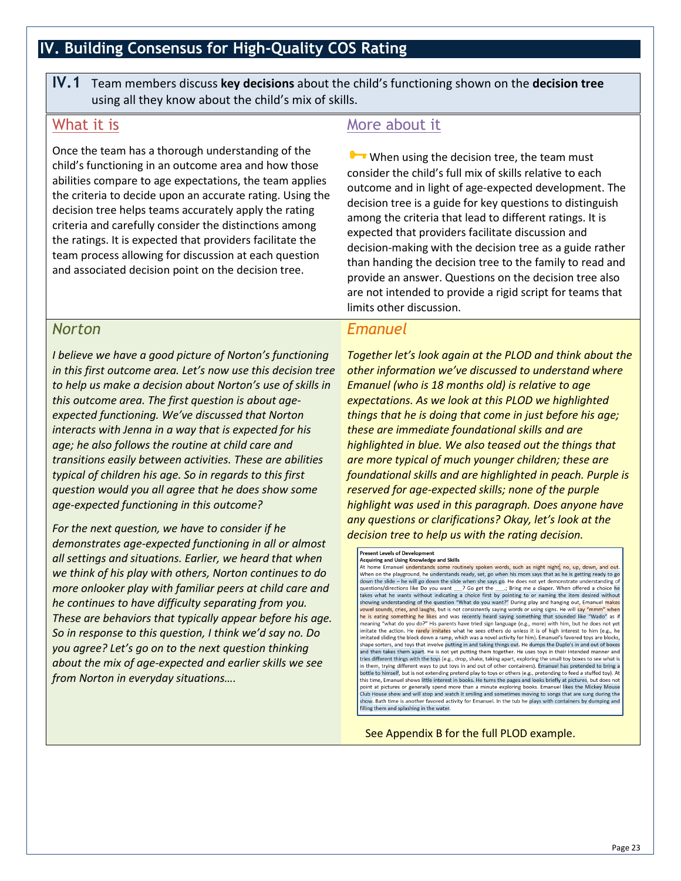# IV. Building Consensus for High-Quality COS Rating

**IV.1** Team members discuss **key decisions** about the child's functioning shown on the **decision tree** using all they know about the child's mix of skills.

## What it is

Once the team has a thorough understanding of the child's functioning in an outcome area and how those abilities compare to age expectations, the team applies the criteria to decide upon an accurate rating. Using the decision tree helps teams accurately apply the rating criteria and carefully consider the distinctions among the ratings. It is expected that providers facilitate the team process allowing for discussion at each question and associated decision point on the decision tree.

## More about it

When using the decision tree, the team must consider the child's full mix of skills relative to each outcome and in light of age-expected development. The decision tree is a guide for key questions to distinguish among the criteria that lead to different ratings. It is expected that providers facilitate discussion and decision-making with the decision tree as a guide rather than handing the decision tree to the family to read and provide an answer. Questions on the decision tree also are not intended to provide a rigid script for teams that limits other discussion.

## *Norton*

*I believe we have a good picture of Norton's functioning in this first outcome area. Let's now use this decision tree to help us make a decision about Norton's use of skills in this outcome area. The first question is about age-expected functioning. We've discussed that Norton interacts with Jenna in a way that is expected for his age; he also follows the routine at child care and transitions easily between activities. These are abilities typical of children his age. So in regards to this first question would you all agree that he does show some age-expected functioning in this outcome?*

*For the next question, we have to consider if he demonstrates age-expected functioning in all or almost all settings and situations. Earlier, we heard that when we think of his play with others, Norton continues to do more onlooker play with familiar peers at child care and he continues to have difficulty separating from you. These are behaviors that typically appear before his age. So in response to this question, I think we'd say no. Do you agree? Let's go on to the next question thinking about the mix of age-expected and earlier skills we see from Norton in everyday situations….*

## *Emanuel*

*Together let's look again at the PLOD and think about the other information we've discussed to understand where Emanuel (who is 18 months old) is relative to age expectations. As we look at this PLOD we highlighted things that he is doing that come in just before his age; these are immediate foundational skills and are highlighted in blue. We also teased out the things that are more typical of much younger children; these are foundational skills and are highlighted in peach. Purple is reserved for age-expected skills; none of the purple highlight was used in this paragraph. Does anyone have any questions or clarifications? Okay, let's look at the decision tree to help us with the rating decision.*

**Present Levels of Development**
**Acquiring and Using Knowledge and Skills**
At home Emanuel understands some routinely spoken words, such as night night, no, up, down, and out. When on the playground, he understands ready, set, go when his mom says that as he is getting ready to go down the slide – he will go down the slide when she says go. He does not yet demonstrate understanding of questions/directions like Do you want ___? Go get the ___; Bring me a diaper. When offered a choice he takes what he wants without indicating a choice first by pointing to or naming the item desired without showing understanding of the question "What do you want?" During play and hanging out, Emanuel makes vowel sounds, cries, and laughs, but is not consistently saying words or using signs. He will say "mmm" when he is eating something he likes and was recently heard saying something that sounded like "Wado" as if meaning "what do you do?" His parents have tried sign language (e.g., more) with him, but he does not yet imitate the action. He rarely imitates what he sees others do unless it is of high interest to him (e.g., he imitated sliding the block down a ramp, which was a novel activity for him). Emanuel's favored toys are blocks, shape sorters, and toys that involve putting in and taking things out. He dumps the Duplo's in and out of boxes and then takes them apart. He is not yet putting them together. He uses toys in their intended manner and tries different things with the toys (e.g., drop, shake, taking apart, exploring the small toy boxes to see what is in them, trying different ways to put toys in and out of other containers). Emanuel has pretended to bring a bottle to himself, but is not extending pretend play to toys or others (e.g., pretending to feed a stuffed toy). At this time, Emanuel shows little interest in books. He turns the pages and looks briefly at pictures, but does not point at pictures or generally spend more than a minute exploring books. Emanuel likes the Mickey Mouse Club House show and will stop and watch it smiling and sometimes moving to songs that are sung during the show. Bath time is another favored activity for Emanuel. In the tub he plays with containers by dumping and filling them and splashing in the water.

See Appendix B for the full PLOD example.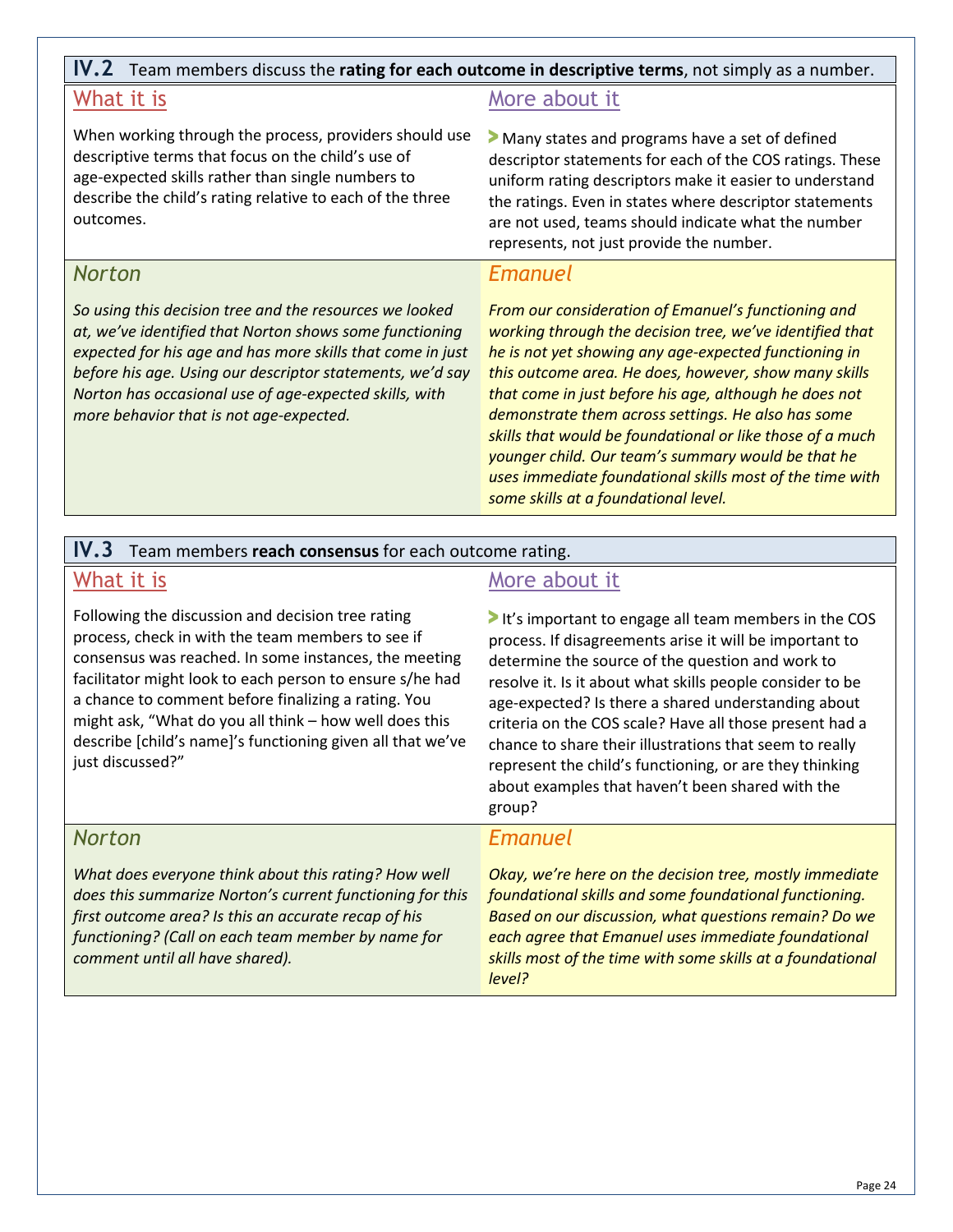## IV.2 Team members discuss the **rating for each outcome in descriptive terms**, not simply as a number.

### What it is

When working through the process, providers should use descriptive terms that focus on the child's use of age-expected skills rather than single numbers to describe the child's rating relative to each of the three outcomes.

### More about it

- Many states and programs have a set of defined descriptor statements for each of the COS ratings. These uniform rating descriptors make it easier to understand the ratings. Even in states where descriptor statements are not used, teams should indicate what the number represents, not just provide the number.

### Norton

*So using this decision tree and the resources we looked at, we've identified that Norton shows some functioning expected for his age and has more skills that come in just before his age. Using our descriptor statements, we'd say Norton has occasional use of age-expected skills, with more behavior that is not age-expected.*

### Emanuel

*From our consideration of Emanuel's functioning and working through the decision tree, we've identified that he is not yet showing any age-expected functioning in this outcome area. He does, however, show many skills that come in just before his age, although he does not demonstrate them across settings. He also has some skills that would be foundational or like those of a much younger child. Our team's summary would be that he uses immediate foundational skills most of the time with some skills at a foundational level.*

## IV.3 Team members **reach consensus** for each outcome rating.

### What it is

Following the discussion and decision tree rating process, check in with the team members to see if consensus was reached. In some instances, the meeting facilitator might look to each person to ensure s/he had a chance to comment before finalizing a rating. You might ask, "What do you all think – how well does this describe [child's name]'s functioning given all that we've just discussed?"

### More about it

- It's important to engage all team members in the COS process. If disagreements arise it will be important to determine the source of the question and work to resolve it. Is it about what skills people consider to be age-expected? Is there a shared understanding about criteria on the COS scale? Have all those present had a chance to share their illustrations that seem to really represent the child's functioning, or are they thinking about examples that haven't been shared with the group?

### Norton

*What does everyone think about this rating? How well does this summarize Norton's current functioning for this first outcome area? Is this an accurate recap of his functioning? (Call on each team member by name for comment until all have shared).*

### Emanuel

*Okay, we're here on the decision tree, mostly immediate foundational skills and some foundational functioning. Based on our discussion, what questions remain? Do we each agree that Emanuel uses immediate foundational skills most of the time with some skills at a foundational level?*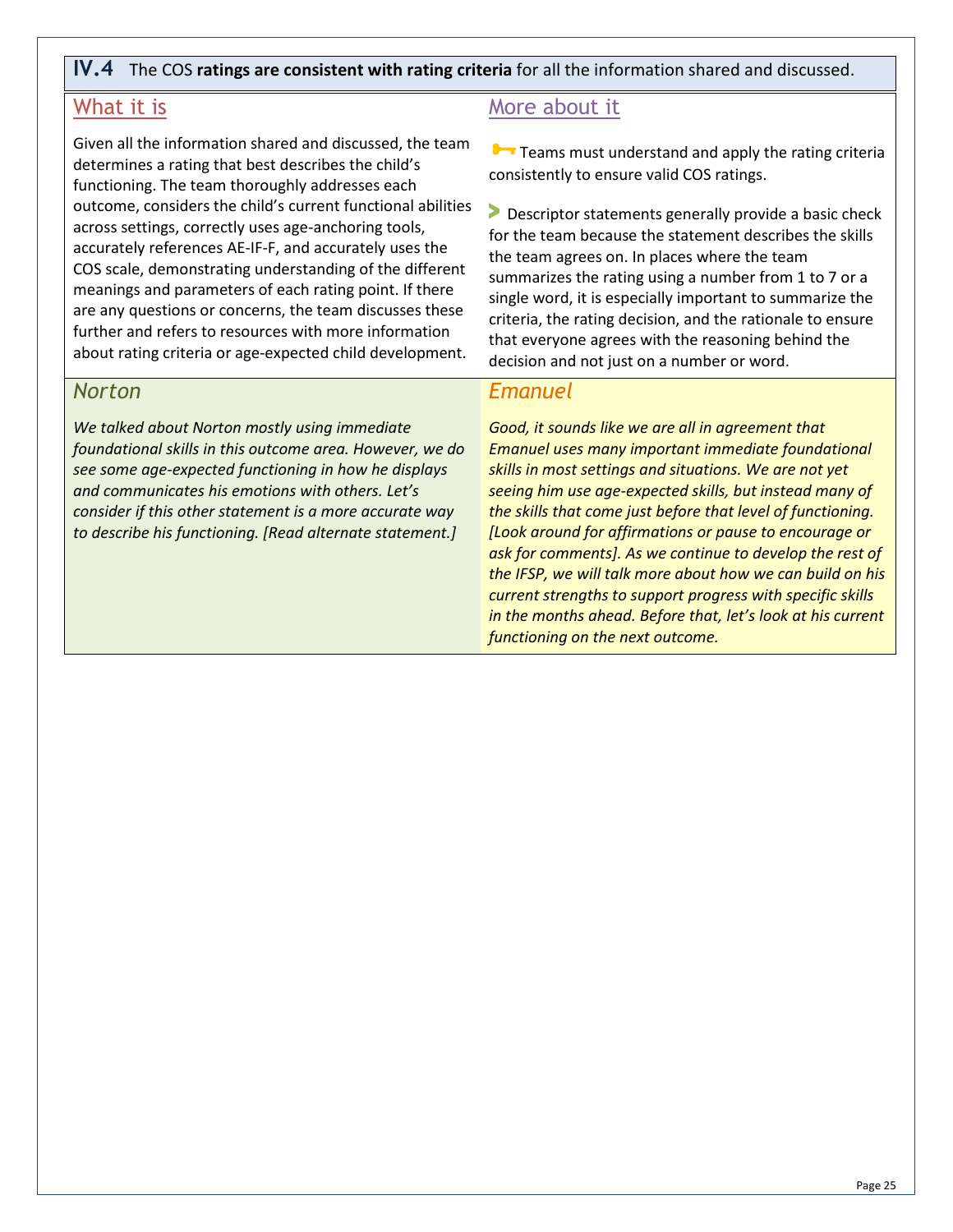## IV.4 The COS **ratings are consistent with rating criteria** for all the information shared and discussed.

### What it is

Given all the information shared and discussed, the team determines a rating that best describes the child's functioning. The team thoroughly addresses each outcome, considers the child's current functional abilities across settings, correctly uses age-anchoring tools, accurately references AE-IF-F, and accurately uses the COS scale, demonstrating understanding of the different meanings and parameters of each rating point. If there are any questions or concerns, the team discusses these further and refers to resources with more information about rating criteria or age-expected child development.

### More about it

Teams must understand and apply the rating criteria consistently to ensure valid COS ratings.

Descriptor statements generally provide a basic check for the team because the statement describes the skills the team agrees on. In places where the team summarizes the rating using a number from 1 to 7 or a single word, it is especially important to summarize the criteria, the rating decision, and the rationale to ensure that everyone agrees with the reasoning behind the decision and not just on a number or word.

### *Norton*

*We talked about Norton mostly using immediate foundational skills in this outcome area. However, we do see some age-expected functioning in how he displays and communicates his emotions with others. Let's consider if this other statement is a more accurate way to describe his functioning. [Read alternate statement.]*

### *Emanuel*

*Good, it sounds like we are all in agreement that Emanuel uses many important immediate foundational skills in most settings and situations. We are not yet seeing him use age-expected skills, but instead many of the skills that come just before that level of functioning. [Look around for affirmations or pause to encourage or ask for comments]. As we continue to develop the rest of the IFSP, we will talk more about how we can build on his current strengths to support progress with specific skills in the months ahead. Before that, let's look at his current functioning on the next outcome.*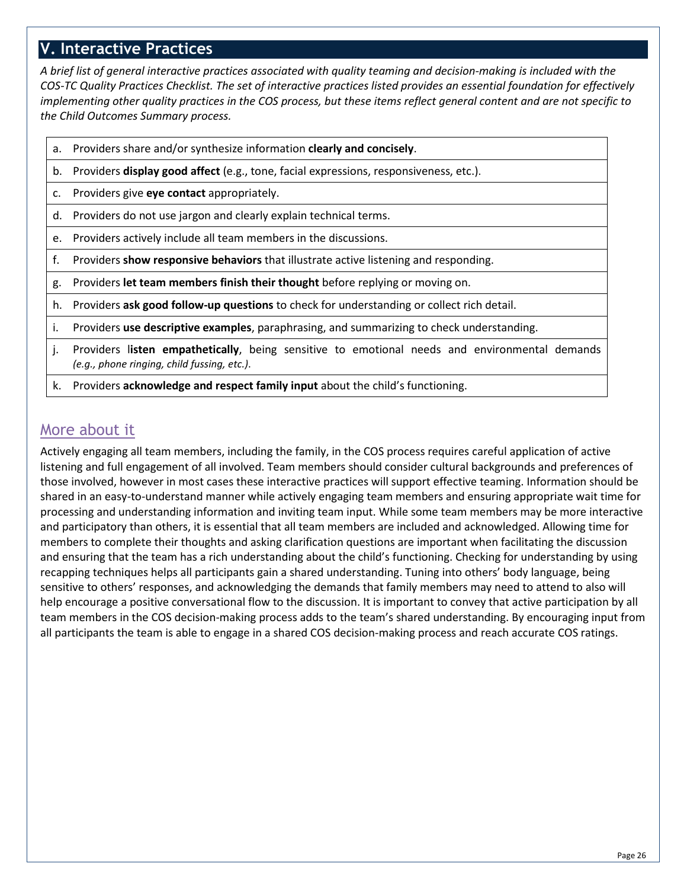## V. Interactive Practices

*A brief list of general interactive practices associated with quality teaming and decision-making is included with the COS-TC Quality Practices Checklist. The set of interactive practices listed provides an essential foundation for effectively implementing other quality practices in the COS process, but these items reflect general content and are not specific to the Child Outcomes Summary process.*

| | |
|---|---|
| a. | Providers share and/or synthesize information **clearly and concisely**. |
| b. | Providers **display good affect** (e.g., tone, facial expressions, responsiveness, etc.). |
| c. | Providers give **eye contact** appropriately. |
| d. | Providers do not use jargon and clearly explain technical terms. |
| e. | Providers actively include all team members in the discussions. |
| f. | Providers **show responsive behaviors** that illustrate active listening and responding. |
| g. | Providers **let team members finish their thought** before replying or moving on. |
| h. | Providers **ask good follow-up questions** to check for understanding or collect rich detail. |
| i. | Providers **use descriptive examples**, paraphrasing, and summarizing to check understanding. |
| j. | Providers l**isten empathetically**, being sensitive to emotional needs and environmental demands *(e.g., phone ringing, child fussing, etc.)*. |
| k. | Providers **acknowledge and respect family input** about the child's functioning. |

## More about it

Actively engaging all team members, including the family, in the COS process requires careful application of active listening and full engagement of all involved. Team members should consider cultural backgrounds and preferences of those involved, however in most cases these interactive practices will support effective teaming. Information should be shared in an easy-to-understand manner while actively engaging team members and ensuring appropriate wait time for processing and understanding information and inviting team input. While some team members may be more interactive and participatory than others, it is essential that all team members are included and acknowledged. Allowing time for members to complete their thoughts and asking clarification questions are important when facilitating the discussion and ensuring that the team has a rich understanding about the child's functioning. Checking for understanding by using recapping techniques helps all participants gain a shared understanding. Tuning into others' body language, being sensitive to others' responses, and acknowledging the demands that family members may need to attend to also will help encourage a positive conversational flow to the discussion. It is important to convey that active participation by all team members in the COS decision-making process adds to the team's shared understanding. By encouraging input from all participants the team is able to engage in a shared COS decision-making process and reach accurate COS ratings.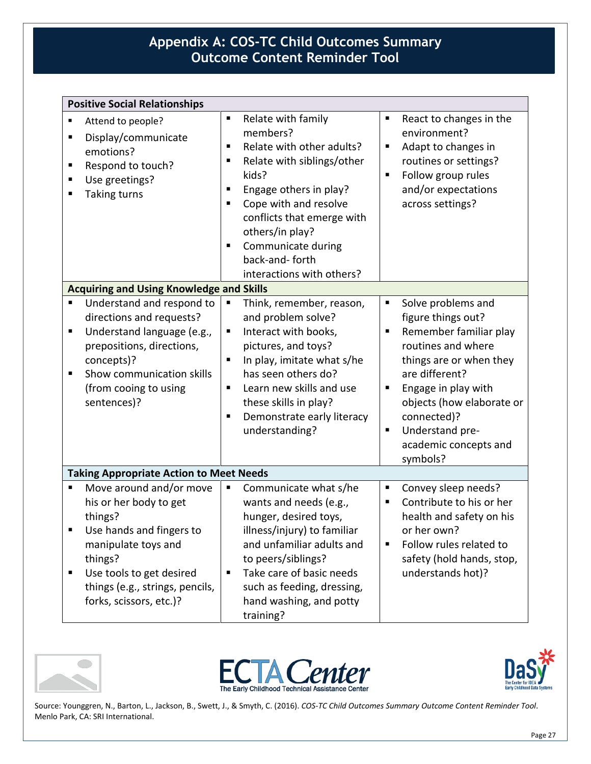# Appendix A: COS-TC Child Outcomes Summary Outcome Content Reminder Tool

| Positive Social Relationships | | |
|---|---|---|
| ▪ Attend to people?<br>▪ Display/communicate emotions?<br>▪ Respond to touch?<br>▪ Use greetings?<br>▪ Taking turns | ▪ Relate with family members?<br>▪ Relate with other adults?<br>▪ Relate with siblings/other kids?<br>▪ Engage others in play?<br>▪ Cope with and resolve conflicts that emerge with others/in play?<br>▪ Communicate during back-and- forth interactions with others? | ▪ React to changes in the environment?<br>▪ Adapt to changes in routines or settings?<br>▪ Follow group rules and/or expectations across settings? |
| **Acquiring and Using Knowledge and Skills** | | |
| ▪ Understand and respond to directions and requests?<br>▪ Understand language (e.g., prepositions, directions, concepts)?<br>▪ Show communication skills (from cooing to using sentences)? | ▪ Think, remember, reason, and problem solve?<br>▪ Interact with books, pictures, and toys?<br>▪ In play, imitate what s/he has seen others do?<br>▪ Learn new skills and use these skills in play?<br>▪ Demonstrate early literacy understanding? | ▪ Solve problems and figure things out?<br>▪ Remember familiar play routines and where things are or when they are different?<br>▪ Engage in play with objects (how elaborate or connected)?<br>▪ Understand pre-academic concepts and symbols? |
| **Taking Appropriate Action to Meet Needs** | | |
| ▪ Move around and/or move his or her body to get things?<br>▪ Use hands and fingers to manipulate toys and things?<br>▪ Use tools to get desired things (e.g., strings, pencils, forks, scissors, etc.)? | ▪ Communicate what s/he wants and needs (e.g., hunger, desired toys, illness/injury) to familiar and unfamiliar adults and to peers/siblings?<br>▪ Take care of basic needs such as feeding, dressing, hand washing, and potty training? | ▪ Convey sleep needs?<br>▪ Contribute to his or her health and safety on his or her own?<br>▪ Follow rules related to safety (hold hands, stop, understands hot)? |

ECTA Center — The Early Childhood Technical Assistance Center

DaSy — The Center for IDEA Early Childhood Data Systems

Source: Younggren, N., Barton, L., Jackson, B., Swett, J., & Smyth, C. (2016). *COS-TC Child Outcomes Summary Outcome Content Reminder Tool*. Menlo Park, CA: SRI International.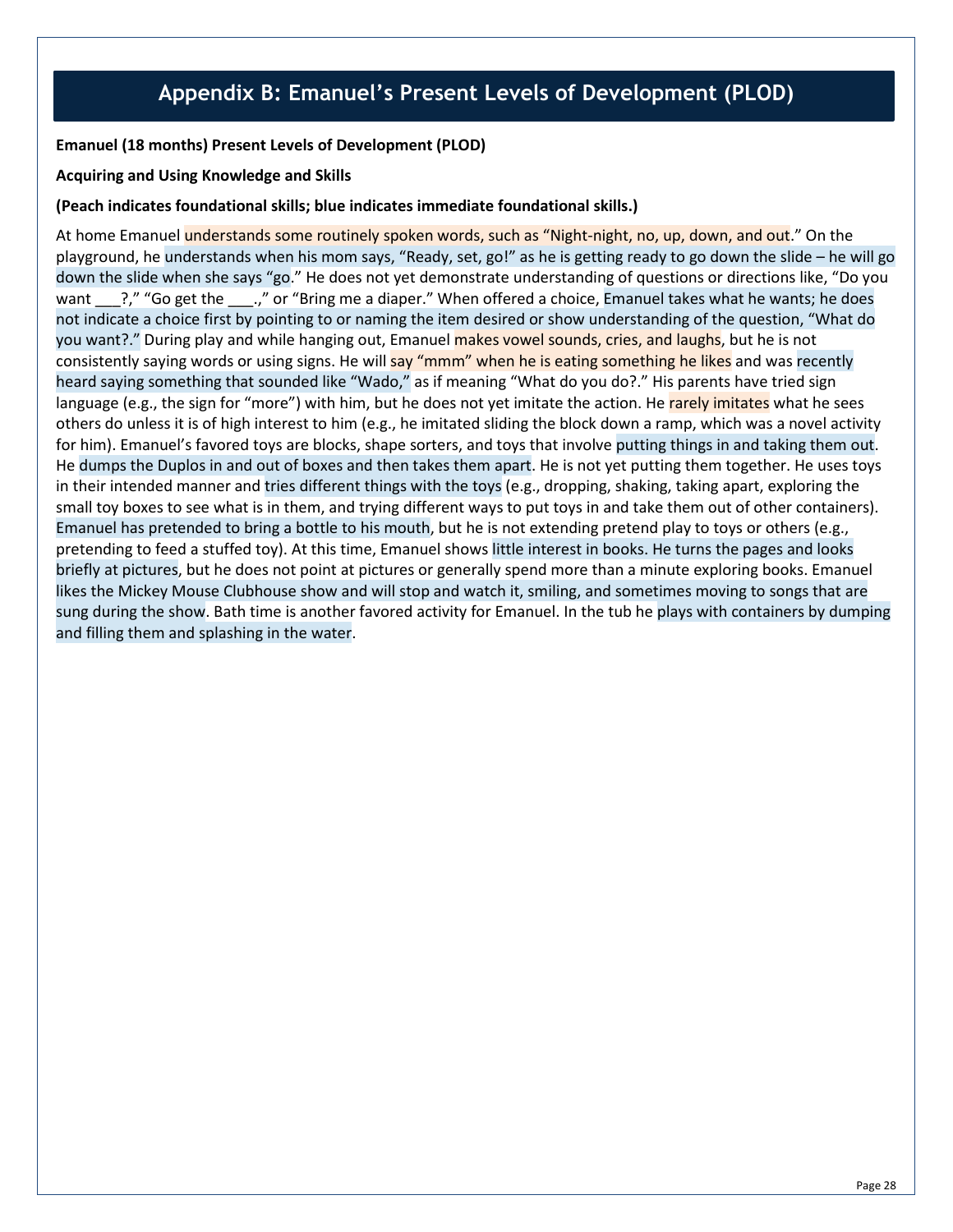# Appendix B: Emanuel's Present Levels of Development (PLOD)

**Emanuel (18 months) Present Levels of Development (PLOD)**

**Acquiring and Using Knowledge and Skills**

**(Peach indicates foundational skills; blue indicates immediate foundational skills.)**

At home Emanuel understands some routinely spoken words, such as "Night-night, no, up, down, and out." On the playground, he understands when his mom says, "Ready, set, go!" as he is getting ready to go down the slide – he will go down the slide when she says "go." He does not yet demonstrate understanding of questions or directions like, "Do you want ___?," "Go get the ___.," or "Bring me a diaper." When offered a choice, Emanuel takes what he wants; he does not indicate a choice first by pointing to or naming the item desired or show understanding of the question, "What do you want?." During play and while hanging out, Emanuel makes vowel sounds, cries, and laughs, but he is not consistently saying words or using signs. He will say "mmm" when he is eating something he likes and was recently heard saying something that sounded like "Wado," as if meaning "What do you do?." His parents have tried sign language (e.g., the sign for "more") with him, but he does not yet imitate the action. He rarely imitates what he sees others do unless it is of high interest to him (e.g., he imitated sliding the block down a ramp, which was a novel activity for him). Emanuel's favored toys are blocks, shape sorters, and toys that involve putting things in and taking them out. He dumps the Duplos in and out of boxes and then takes them apart. He is not yet putting them together. He uses toys in their intended manner and tries different things with the toys (e.g., dropping, shaking, taking apart, exploring the small toy boxes to see what is in them, and trying different ways to put toys in and take them out of other containers). Emanuel has pretended to bring a bottle to his mouth, but he is not extending pretend play to toys or others (e.g., pretending to feed a stuffed toy). At this time, Emanuel shows little interest in books. He turns the pages and looks briefly at pictures, but he does not point at pictures or generally spend more than a minute exploring books. Emanuel likes the Mickey Mouse Clubhouse show and will stop and watch it, smiling, and sometimes moving to songs that are sung during the show. Bath time is another favored activity for Emanuel. In the tub he plays with containers by dumping and filling them and splashing in the water.